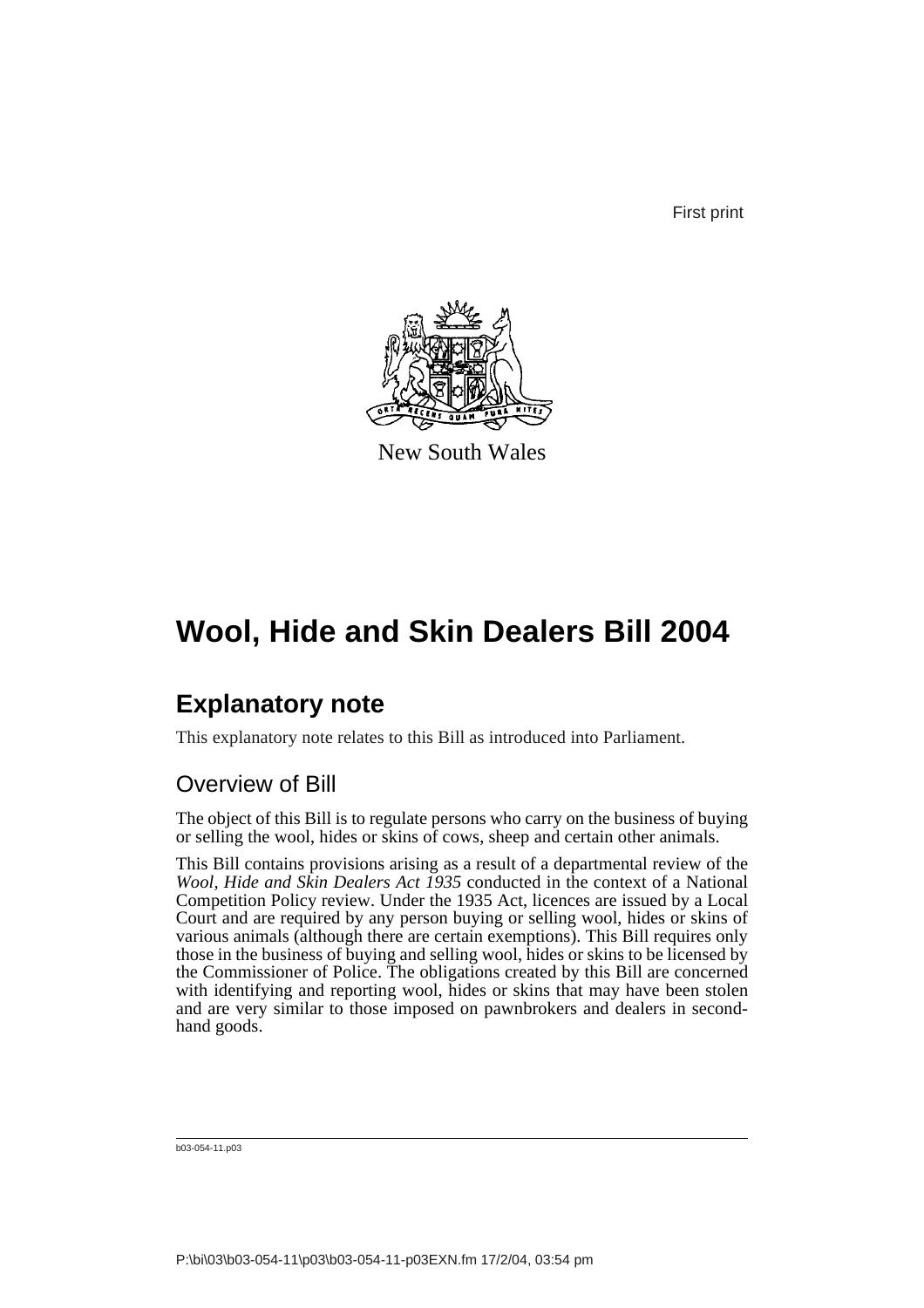First print

New South Wales

# Wool, Hide and Skin Dealers Bill 2004

## Explanatory note

This explanatory note relates to this Bill as introduced into Parliament.

### Overview of Bill

The object of this Bill is to regulate persons who carry on the business of buying or selling the wool, hides or skins of cows, sheep and certain other animals.

This Bill contains provisions arising as a result of a departmental review of the *Wool, Hide and Skin Dealers Act 1935* conducted in the context of a National Competition Policy review. Under the 1935 Act, licences are issued by a Local Court and are required by any person buying or selling wool, hides or skins of various animals (although there are certain exemptions). This Bill requires only those in the business of buying and selling wool, hides or skins to be licensed by the Commissioner of Police. The obligations created by this Bill are concerned with identifying and reporting wool, hides or skins that may have been stolen and are very similar to those imposed on pawnbrokers and dealers in second-hand goods.

b03-054-11.p03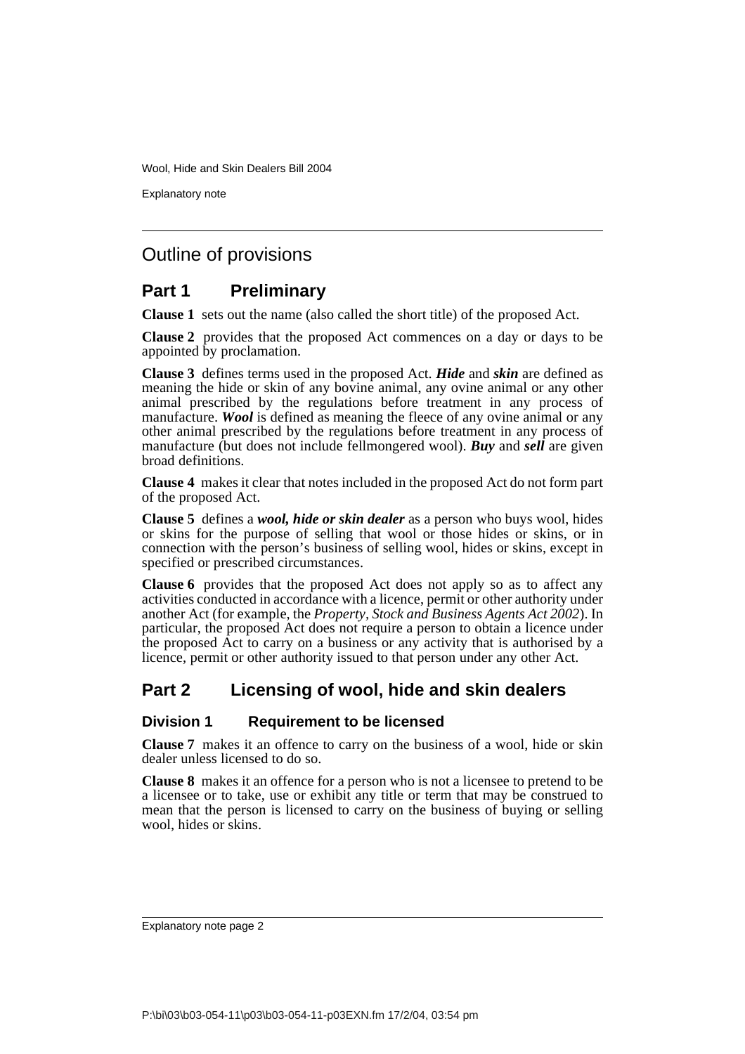## Outline of provisions

### Part 1 Preliminary

**Clause 1** sets out the name (also called the short title) of the proposed Act.

**Clause 2** provides that the proposed Act commences on a day or days to be appointed by proclamation.

**Clause 3** defines terms used in the proposed Act. ***Hide*** and ***skin*** are defined as meaning the hide or skin of any bovine animal, any ovine animal or any other animal prescribed by the regulations before treatment in any process of manufacture. ***Wool*** is defined as meaning the fleece of any ovine animal or any other animal prescribed by the regulations before treatment in any process of manufacture (but does not include fellmongered wool). ***Buy*** and ***sell*** are given broad definitions.

**Clause 4** makes it clear that notes included in the proposed Act do not form part of the proposed Act.

**Clause 5** defines a ***wool, hide or skin dealer*** as a person who buys wool, hides or skins for the purpose of selling that wool or those hides or skins, or in connection with the person's business of selling wool, hides or skins, except in specified or prescribed circumstances.

**Clause 6** provides that the proposed Act does not apply so as to affect any activities conducted in accordance with a licence, permit or other authority under another Act (for example, the *Property, Stock and Business Agents Act 2002*). In particular, the proposed Act does not require a person to obtain a licence under the proposed Act to carry on a business or any activity that is authorised by a licence, permit or other authority issued to that person under any other Act.

### Part 2 Licensing of wool, hide and skin dealers

#### Division 1 Requirement to be licensed

**Clause 7** makes it an offence to carry on the business of a wool, hide or skin dealer unless licensed to do so.

**Clause 8** makes it an offence for a person who is not a licensee to pretend to be a licensee or to take, use or exhibit any title or term that may be construed to mean that the person is licensed to carry on the business of buying or selling wool, hides or skins.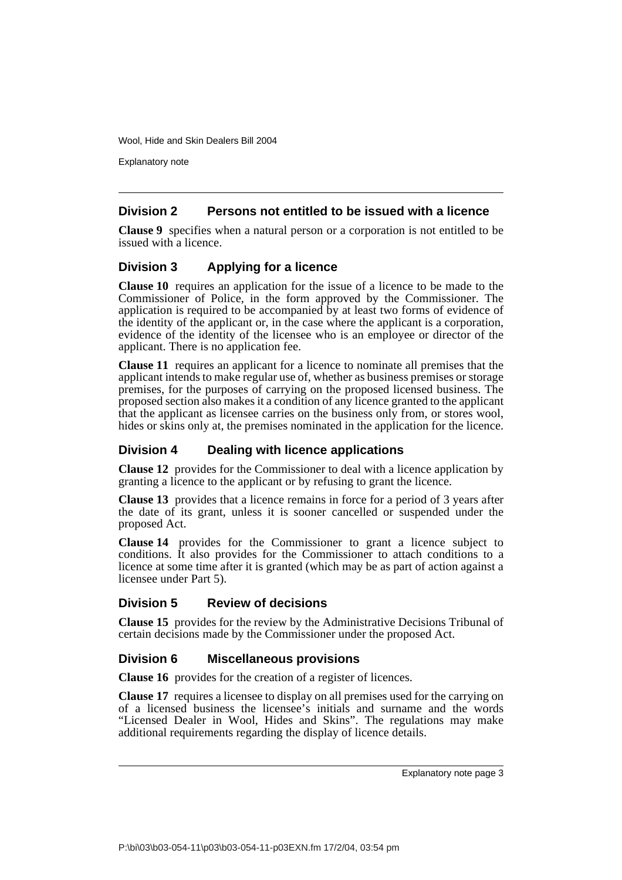## Division 2 Persons not entitled to be issued with a licence

**Clause 9** specifies when a natural person or a corporation is not entitled to be issued with a licence.

## Division 3 Applying for a licence

**Clause 10** requires an application for the issue of a licence to be made to the Commissioner of Police, in the form approved by the Commissioner. The application is required to be accompanied by at least two forms of evidence of the identity of the applicant or, in the case where the applicant is a corporation, evidence of the identity of the licensee who is an employee or director of the applicant. There is no application fee.

**Clause 11** requires an applicant for a licence to nominate all premises that the applicant intends to make regular use of, whether as business premises or storage premises, for the purposes of carrying on the proposed licensed business. The proposed section also makes it a condition of any licence granted to the applicant that the applicant as licensee carries on the business only from, or stores wool, hides or skins only at, the premises nominated in the application for the licence.

## Division 4 Dealing with licence applications

**Clause 12** provides for the Commissioner to deal with a licence application by granting a licence to the applicant or by refusing to grant the licence.

**Clause 13** provides that a licence remains in force for a period of 3 years after the date of its grant, unless it is sooner cancelled or suspended under the proposed Act.

**Clause 14** provides for the Commissioner to grant a licence subject to conditions. It also provides for the Commissioner to attach conditions to a licence at some time after it is granted (which may be as part of action against a licensee under Part 5).

## Division 5 Review of decisions

**Clause 15** provides for the review by the Administrative Decisions Tribunal of certain decisions made by the Commissioner under the proposed Act.

## Division 6 Miscellaneous provisions

**Clause 16** provides for the creation of a register of licences.

**Clause 17** requires a licensee to display on all premises used for the carrying on of a licensed business the licensee's initials and surname and the words "Licensed Dealer in Wool, Hides and Skins". The regulations may make additional requirements regarding the display of licence details.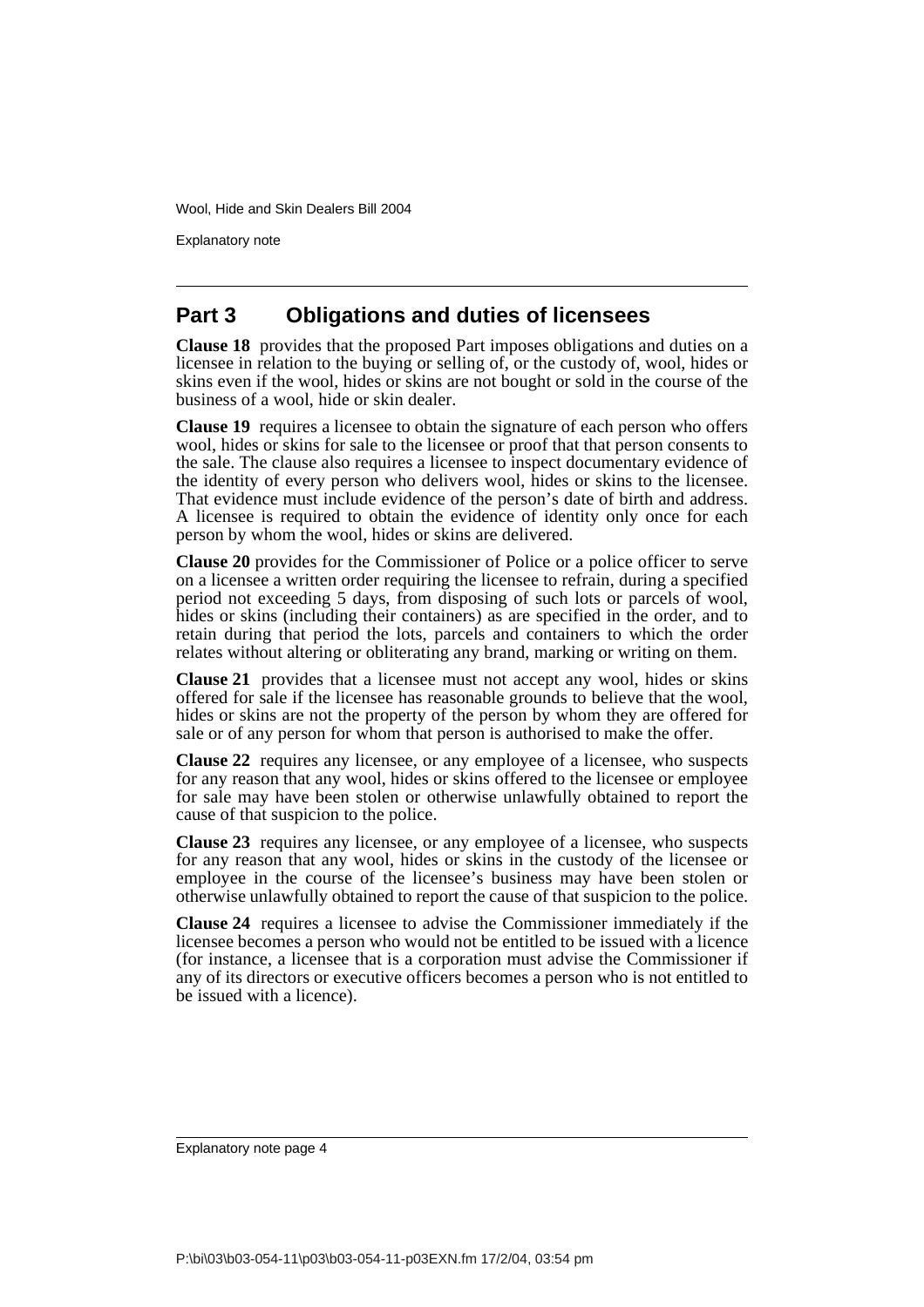## Part 3 Obligations and duties of licensees

**Clause 18** provides that the proposed Part imposes obligations and duties on a licensee in relation to the buying or selling of, or the custody of, wool, hides or skins even if the wool, hides or skins are not bought or sold in the course of the business of a wool, hide or skin dealer.

**Clause 19** requires a licensee to obtain the signature of each person who offers wool, hides or skins for sale to the licensee or proof that that person consents to the sale. The clause also requires a licensee to inspect documentary evidence of the identity of every person who delivers wool, hides or skins to the licensee. That evidence must include evidence of the person's date of birth and address. A licensee is required to obtain the evidence of identity only once for each person by whom the wool, hides or skins are delivered.

**Clause 20** provides for the Commissioner of Police or a police officer to serve on a licensee a written order requiring the licensee to refrain, during a specified period not exceeding 5 days, from disposing of such lots or parcels of wool, hides or skins (including their containers) as are specified in the order, and to retain during that period the lots, parcels and containers to which the order relates without altering or obliterating any brand, marking or writing on them.

**Clause 21** provides that a licensee must not accept any wool, hides or skins offered for sale if the licensee has reasonable grounds to believe that the wool, hides or skins are not the property of the person by whom they are offered for sale or of any person for whom that person is authorised to make the offer.

**Clause 22** requires any licensee, or any employee of a licensee, who suspects for any reason that any wool, hides or skins offered to the licensee or employee for sale may have been stolen or otherwise unlawfully obtained to report the cause of that suspicion to the police.

**Clause 23** requires any licensee, or any employee of a licensee, who suspects for any reason that any wool, hides or skins in the custody of the licensee or employee in the course of the licensee's business may have been stolen or otherwise unlawfully obtained to report the cause of that suspicion to the police.

**Clause 24** requires a licensee to advise the Commissioner immediately if the licensee becomes a person who would not be entitled to be issued with a licence (for instance, a licensee that is a corporation must advise the Commissioner if any of its directors or executive officers becomes a person who is not entitled to be issued with a licence).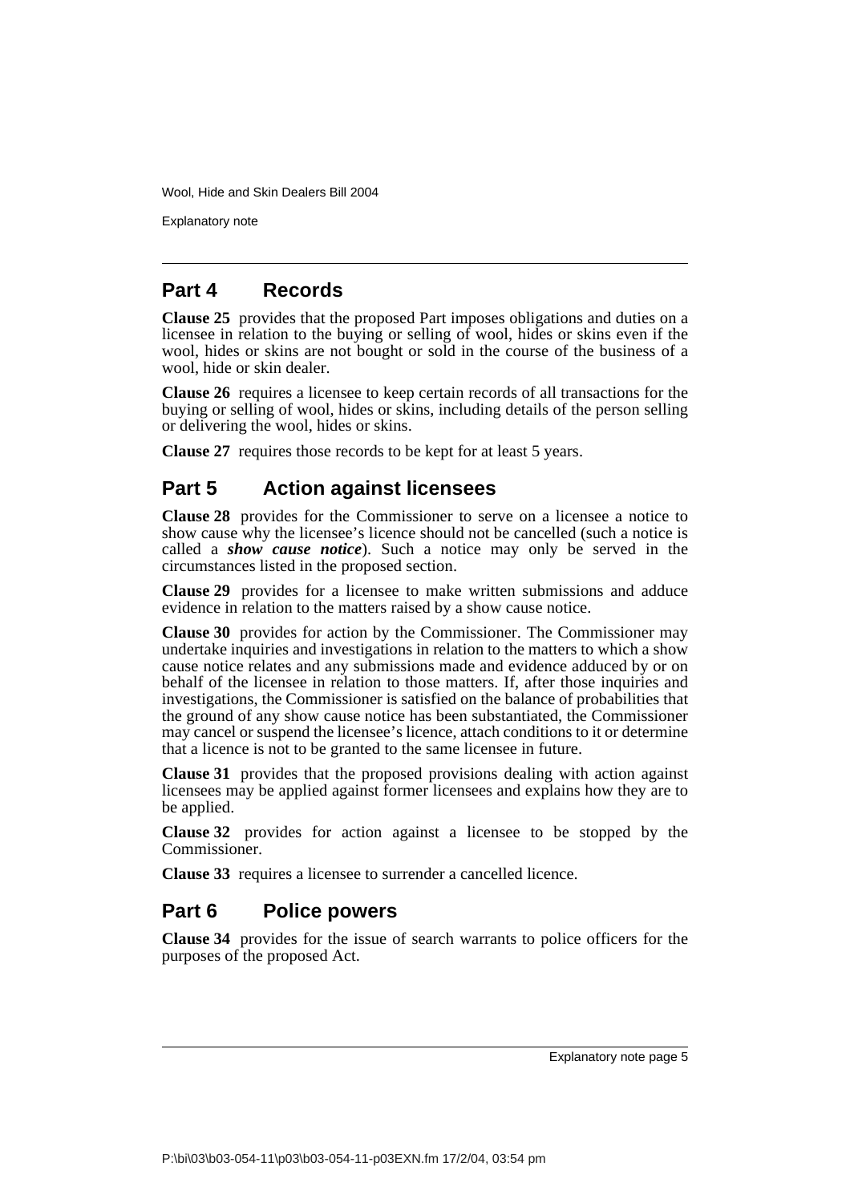## Part 4 Records

**Clause 25** provides that the proposed Part imposes obligations and duties on a licensee in relation to the buying or selling of wool, hides or skins even if the wool, hides or skins are not bought or sold in the course of the business of a wool, hide or skin dealer.

**Clause 26** requires a licensee to keep certain records of all transactions for the buying or selling of wool, hides or skins, including details of the person selling or delivering the wool, hides or skins.

**Clause 27** requires those records to be kept for at least 5 years.

## Part 5 Action against licensees

**Clause 28** provides for the Commissioner to serve on a licensee a notice to show cause why the licensee's licence should not be cancelled (such a notice is called a ***show cause notice***). Such a notice may only be served in the circumstances listed in the proposed section.

**Clause 29** provides for a licensee to make written submissions and adduce evidence in relation to the matters raised by a show cause notice.

**Clause 30** provides for action by the Commissioner. The Commissioner may undertake inquiries and investigations in relation to the matters to which a show cause notice relates and any submissions made and evidence adduced by or on behalf of the licensee in relation to those matters. If, after those inquiries and investigations, the Commissioner is satisfied on the balance of probabilities that the ground of any show cause notice has been substantiated, the Commissioner may cancel or suspend the licensee's licence, attach conditions to it or determine that a licence is not to be granted to the same licensee in future.

**Clause 31** provides that the proposed provisions dealing with action against licensees may be applied against former licensees and explains how they are to be applied.

**Clause 32** provides for action against a licensee to be stopped by the Commissioner.

**Clause 33** requires a licensee to surrender a cancelled licence.

## Part 6 Police powers

**Clause 34** provides for the issue of search warrants to police officers for the purposes of the proposed Act.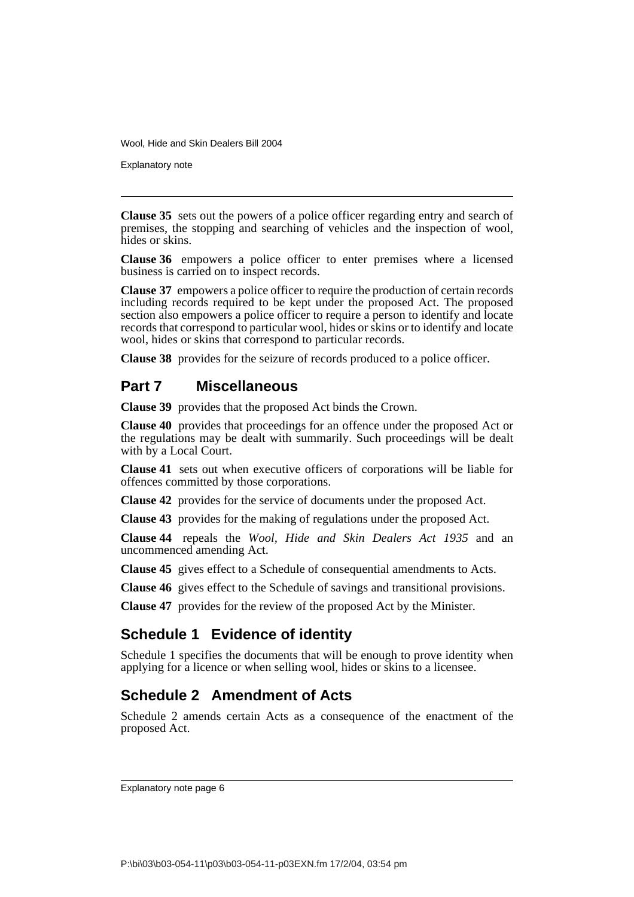**Clause 35** sets out the powers of a police officer regarding entry and search of premises, the stopping and searching of vehicles and the inspection of wool, hides or skins.

**Clause 36** empowers a police officer to enter premises where a licensed business is carried on to inspect records.

**Clause 37** empowers a police officer to require the production of certain records including records required to be kept under the proposed Act. The proposed section also empowers a police officer to require a person to identify and locate records that correspond to particular wool, hides or skins or to identify and locate wool, hides or skins that correspond to particular records.

**Clause 38** provides for the seizure of records produced to a police officer.

## Part 7 Miscellaneous

**Clause 39** provides that the proposed Act binds the Crown.

**Clause 40** provides that proceedings for an offence under the proposed Act or the regulations may be dealt with summarily. Such proceedings will be dealt with by a Local Court.

**Clause 41** sets out when executive officers of corporations will be liable for offences committed by those corporations.

**Clause 42** provides for the service of documents under the proposed Act.

**Clause 43** provides for the making of regulations under the proposed Act.

**Clause 44** repeals the *Wool, Hide and Skin Dealers Act 1935* and an uncommenced amending Act.

**Clause 45** gives effect to a Schedule of consequential amendments to Acts.

**Clause 46** gives effect to the Schedule of savings and transitional provisions.

**Clause 47** provides for the review of the proposed Act by the Minister.

## Schedule 1 Evidence of identity

Schedule 1 specifies the documents that will be enough to prove identity when applying for a licence or when selling wool, hides or skins to a licensee.

## Schedule 2 Amendment of Acts

Schedule 2 amends certain Acts as a consequence of the enactment of the proposed Act.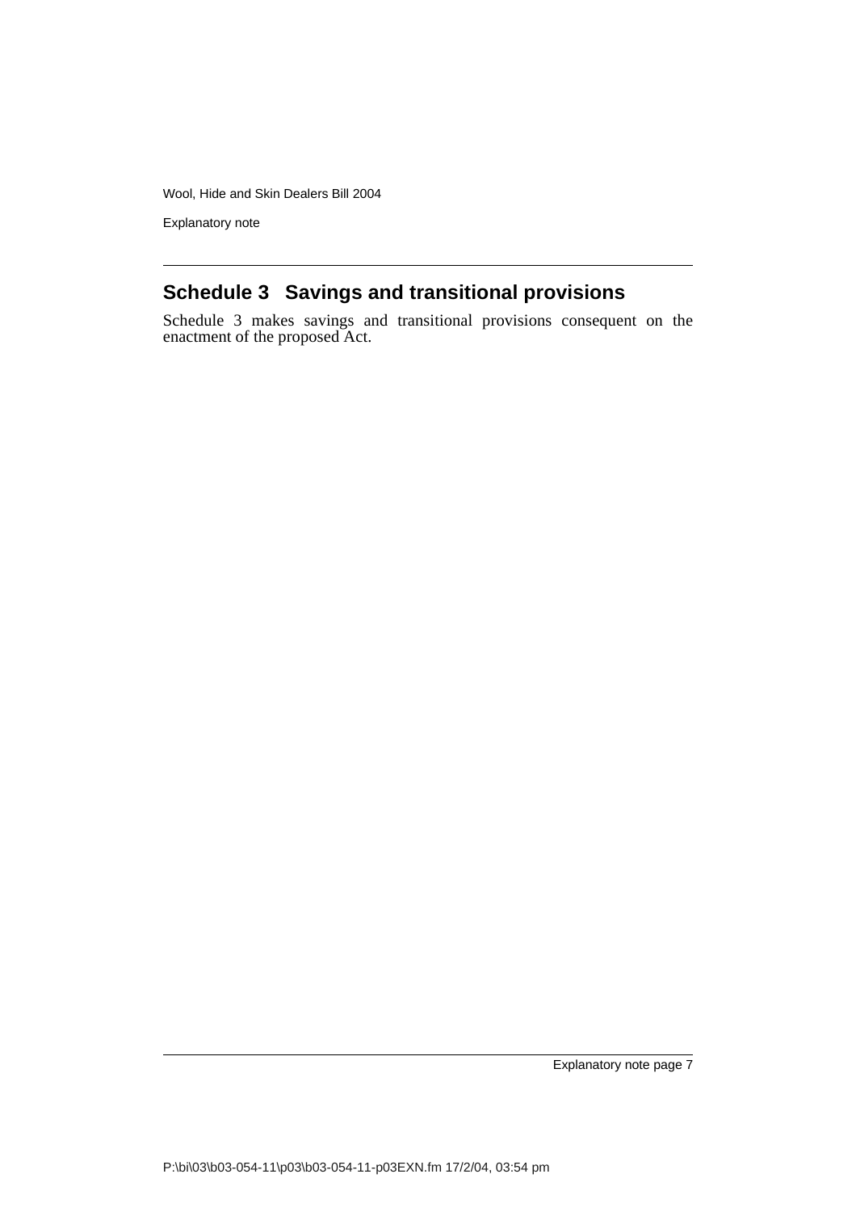## Schedule 3 Savings and transitional provisions

Schedule 3 makes savings and transitional provisions consequent on the enactment of the proposed Act.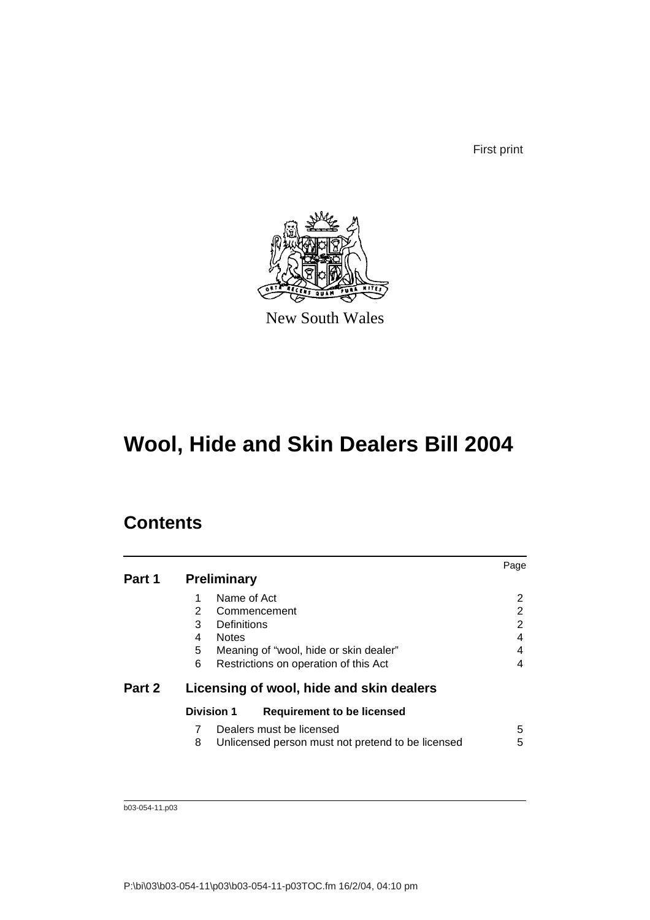First print

New South Wales

# Wool, Hide and Skin Dealers Bill 2004

## Contents

| | | | Page |
|---|---|---|---|
| **Part 1** | **Preliminary** | | |
| | 1 | Name of Act | 2 |
| | 2 | Commencement | 2 |
| | 3 | Definitions | 2 |
| | 4 | Notes | 4 |
| | 5 | Meaning of "wool, hide or skin dealer" | 4 |
| | 6 | Restrictions on operation of this Act | 4 |
| **Part 2** | **Licensing of wool, hide and skin dealers** | | |
| | **Division 1** | **Requirement to be licensed** | |
| | 7 | Dealers must be licensed | 5 |
| | 8 | Unlicensed person must not pretend to be licensed | 5 |

b03-054-11.p03

P:\bi\03\b03-054-11\p03\b03-054-11-p03TOC.fm 16/2/04, 04:10 pm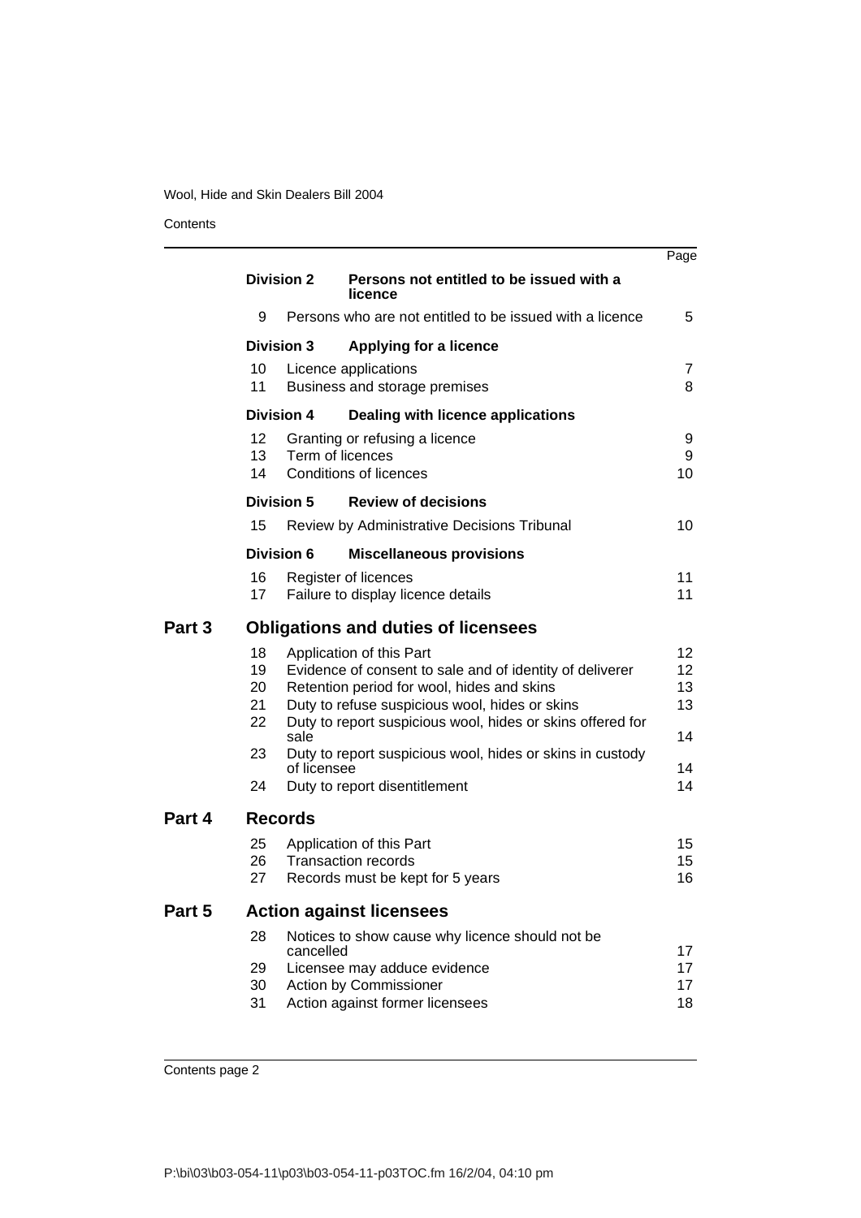| | | | Page |
|---|---|---|---|
| **Division 2** | | **Persons not entitled to be issued with a licence** | |
| | 9 | Persons who are not entitled to be issued with a licence | 5 |
| **Division 3** | | **Applying for a licence** | |
| | 10 | Licence applications | 7 |
| | 11 | Business and storage premises | 8 |
| **Division 4** | | **Dealing with licence applications** | |
| | 12 | Granting or refusing a licence | 9 |
| | 13 | Term of licences | 9 |
| | 14 | Conditions of licences | 10 |
| **Division 5** | | **Review of decisions** | |
| | 15 | Review by Administrative Decisions Tribunal | 10 |
| **Division 6** | | **Miscellaneous provisions** | |
| | 16 | Register of licences | 11 |
| | 17 | Failure to display licence details | 11 |
| **Part 3** | | **Obligations and duties of licensees** | |
| | 18 | Application of this Part | 12 |
| | 19 | Evidence of consent to sale and of identity of deliverer | 12 |
| | 20 | Retention period for wool, hides and skins | 13 |
| | 21 | Duty to refuse suspicious wool, hides or skins | 13 |
| | 22 | Duty to report suspicious wool, hides or skins offered for sale | 14 |
| | 23 | Duty to report suspicious wool, hides or skins in custody of licensee | 14 |
| | 24 | Duty to report disentitlement | 14 |
| **Part 4** | | **Records** | |
| | 25 | Application of this Part | 15 |
| | 26 | Transaction records | 15 |
| | 27 | Records must be kept for 5 years | 16 |
| **Part 5** | | **Action against licensees** | |
| | 28 | Notices to show cause why licence should not be cancelled | 17 |
| | 29 | Licensee may adduce evidence | 17 |
| | 30 | Action by Commissioner | 17 |
| | 31 | Action against former licensees | 18 |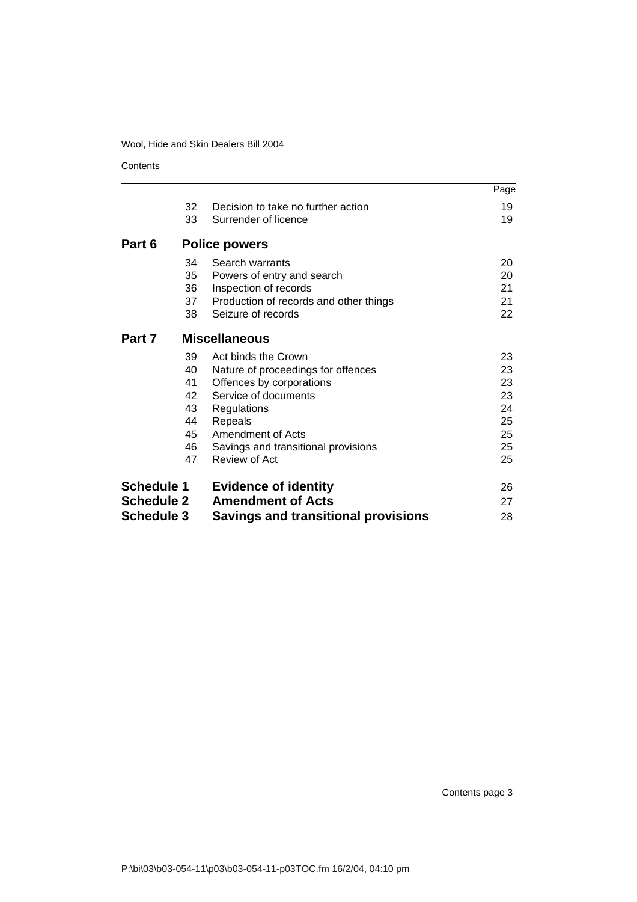| | | | Page |
|---|---|---|---|
| | 32 | Decision to take no further action | 19 |
| | 33 | Surrender of licence | 19 |
| **Part 6** | | **Police powers** | |
| | 34 | Search warrants | 20 |
| | 35 | Powers of entry and search | 20 |
| | 36 | Inspection of records | 21 |
| | 37 | Production of records and other things | 21 |
| | 38 | Seizure of records | 22 |
| **Part 7** | | **Miscellaneous** | |
| | 39 | Act binds the Crown | 23 |
| | 40 | Nature of proceedings for offences | 23 |
| | 41 | Offences by corporations | 23 |
| | 42 | Service of documents | 23 |
| | 43 | Regulations | 24 |
| | 44 | Repeals | 25 |
| | 45 | Amendment of Acts | 25 |
| | 46 | Savings and transitional provisions | 25 |
| | 47 | Review of Act | 25 |
| **Schedule 1** | | **Evidence of identity** | 26 |
| **Schedule 2** | | **Amendment of Acts** | 27 |
| **Schedule 3** | | **Savings and transitional provisions** | 28 |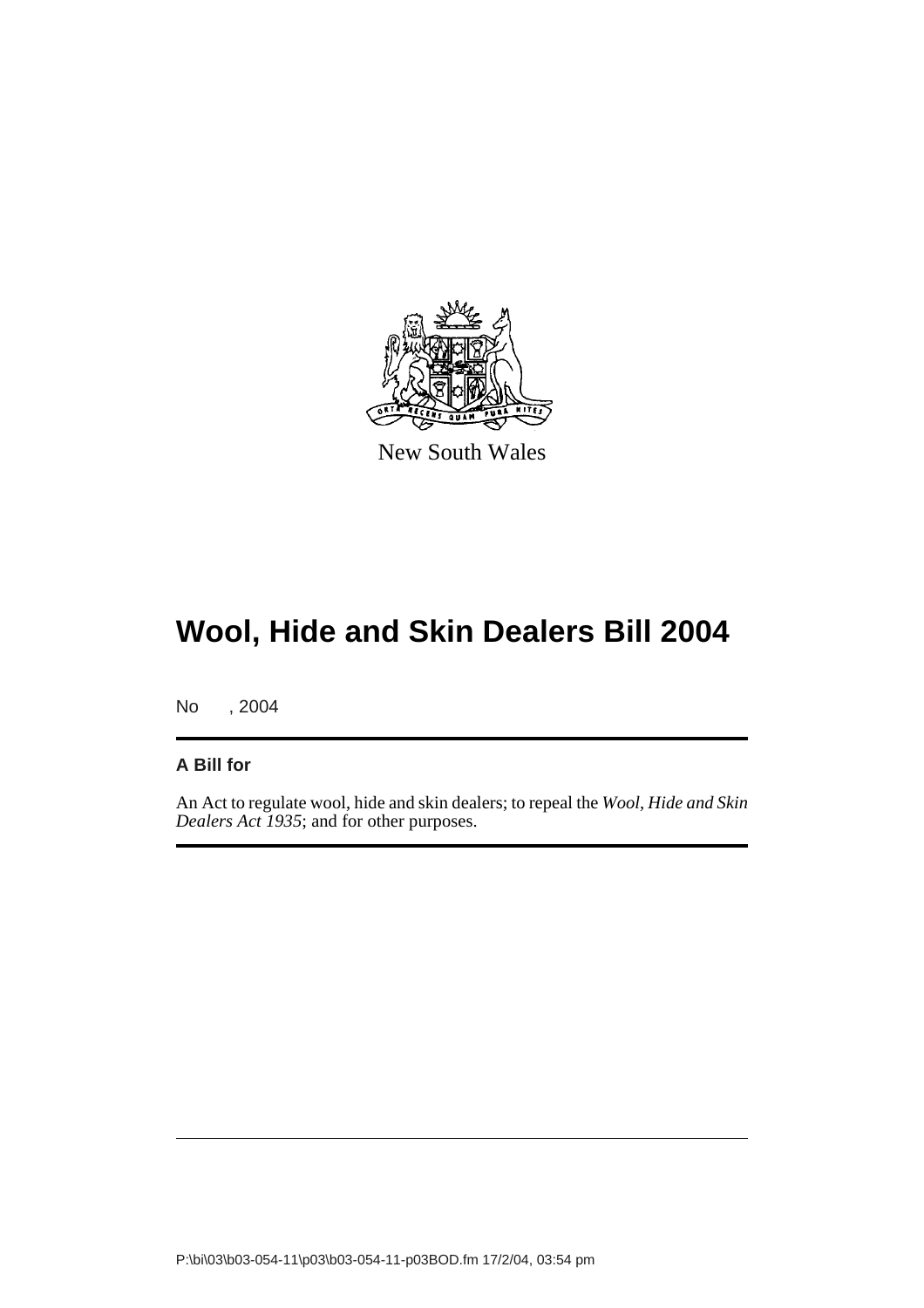New South Wales

# Wool, Hide and Skin Dealers Bill 2004

No , 2004

**A Bill for**

An Act to regulate wool, hide and skin dealers; to repeal the *Wool, Hide and Skin Dealers Act 1935*; and for other purposes.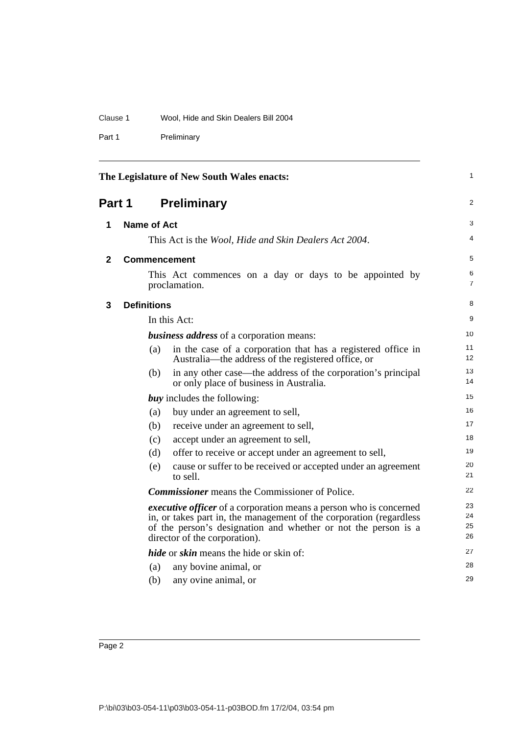The Legislature of New South Wales enacts:

# Part 1 Preliminary

## 1 Name of Act

This Act is the *Wool, Hide and Skin Dealers Act 2004*.

## 2 Commencement

This Act commences on a day or days to be appointed by proclamation.

## 3 Definitions

In this Act:

***business address*** of a corporation means:

(a) in the case of a corporation that has a registered office in Australia—the address of the registered office, or

(b) in any other case—the address of the corporation's principal or only place of business in Australia.

***buy*** includes the following:

(a) buy under an agreement to sell,

(b) receive under an agreement to sell,

(c) accept under an agreement to sell,

(d) offer to receive or accept under an agreement to sell,

(e) cause or suffer to be received or accepted under an agreement to sell.

***Commissioner*** means the Commissioner of Police.

***executive officer*** of a corporation means a person who is concerned in, or takes part in, the management of the corporation (regardless of the person's designation and whether or not the person is a director of the corporation).

***hide*** or ***skin*** means the hide or skin of:

(a) any bovine animal, or

(b) any ovine animal, or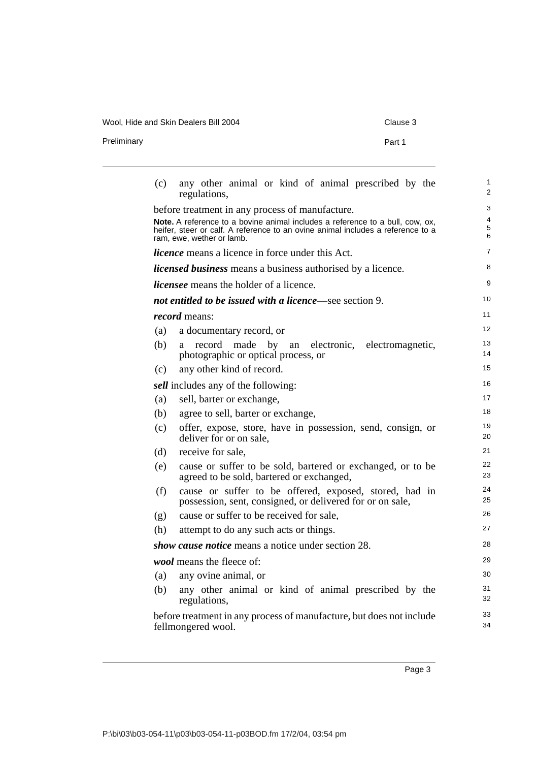(c) any other animal or kind of animal prescribed by the regulations,

before treatment in any process of manufacture.

**Note.** A reference to a bovine animal includes a reference to a bull, cow, ox, heifer, steer or calf. A reference to an ovine animal includes a reference to a ram, ewe, wether or lamb.

***licence*** means a licence in force under this Act.

***licensed business*** means a business authorised by a licence.

***licensee*** means the holder of a licence.

***not entitled to be issued with a licence***—see section 9.

***record*** means:

(a) a documentary record, or

(b) a record made by an electronic, electromagnetic, photographic or optical process, or

(c) any other kind of record.

***sell*** includes any of the following:

(a) sell, barter or exchange,

(b) agree to sell, barter or exchange,

(c) offer, expose, store, have in possession, send, consign, or deliver for or on sale,

(d) receive for sale,

(e) cause or suffer to be sold, bartered or exchanged, or to be agreed to be sold, bartered or exchanged,

(f) cause or suffer to be offered, exposed, stored, had in possession, sent, consigned, or delivered for or on sale,

(g) cause or suffer to be received for sale,

(h) attempt to do any such acts or things.

***show cause notice*** means a notice under section 28.

***wool*** means the fleece of:

(a) any ovine animal, or

(b) any other animal or kind of animal prescribed by the regulations,

before treatment in any process of manufacture, but does not include fellmongered wool.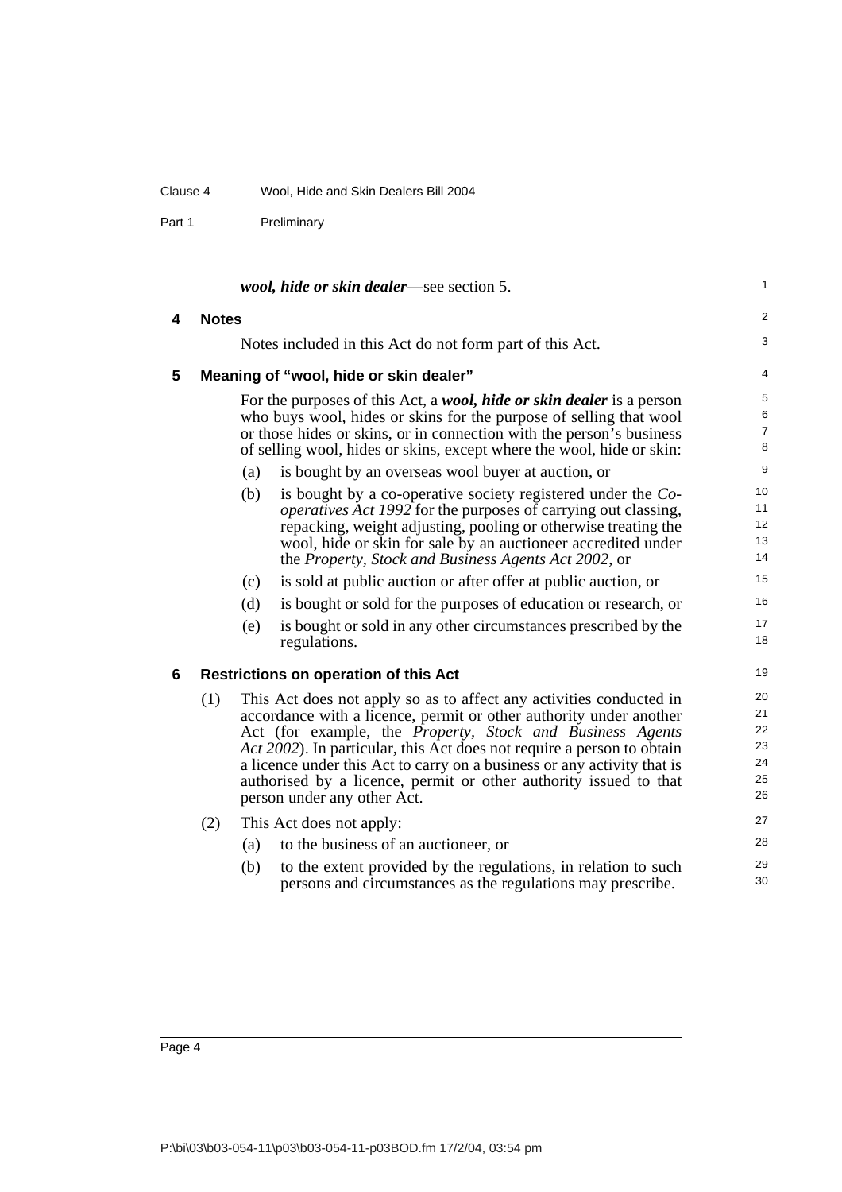***wool, hide or skin dealer***—see section 5.

## 4 Notes

Notes included in this Act do not form part of this Act.

## 5 Meaning of "wool, hide or skin dealer"

For the purposes of this Act, a ***wool, hide or skin dealer*** is a person who buys wool, hides or skins for the purpose of selling that wool or those hides or skins, or in connection with the person's business of selling wool, hides or skins, except where the wool, hide or skin:

(a) is bought by an overseas wool buyer at auction, or

(b) is bought by a co-operative society registered under the *Co-operatives Act 1992* for the purposes of carrying out classing, repacking, weight adjusting, pooling or otherwise treating the wool, hide or skin for sale by an auctioneer accredited under the *Property, Stock and Business Agents Act 2002*, or

(c) is sold at public auction or after offer at public auction, or

(d) is bought or sold for the purposes of education or research, or

(e) is bought or sold in any other circumstances prescribed by the regulations.

## 6 Restrictions on operation of this Act

(1) This Act does not apply so as to affect any activities conducted in accordance with a licence, permit or other authority under another Act (for example, the *Property, Stock and Business Agents Act 2002*). In particular, this Act does not require a person to obtain a licence under this Act to carry on a business or any activity that is authorised by a licence, permit or other authority issued to that person under any other Act.

(2) This Act does not apply:

(a) to the business of an auctioneer, or

(b) to the extent provided by the regulations, in relation to such persons and circumstances as the regulations may prescribe.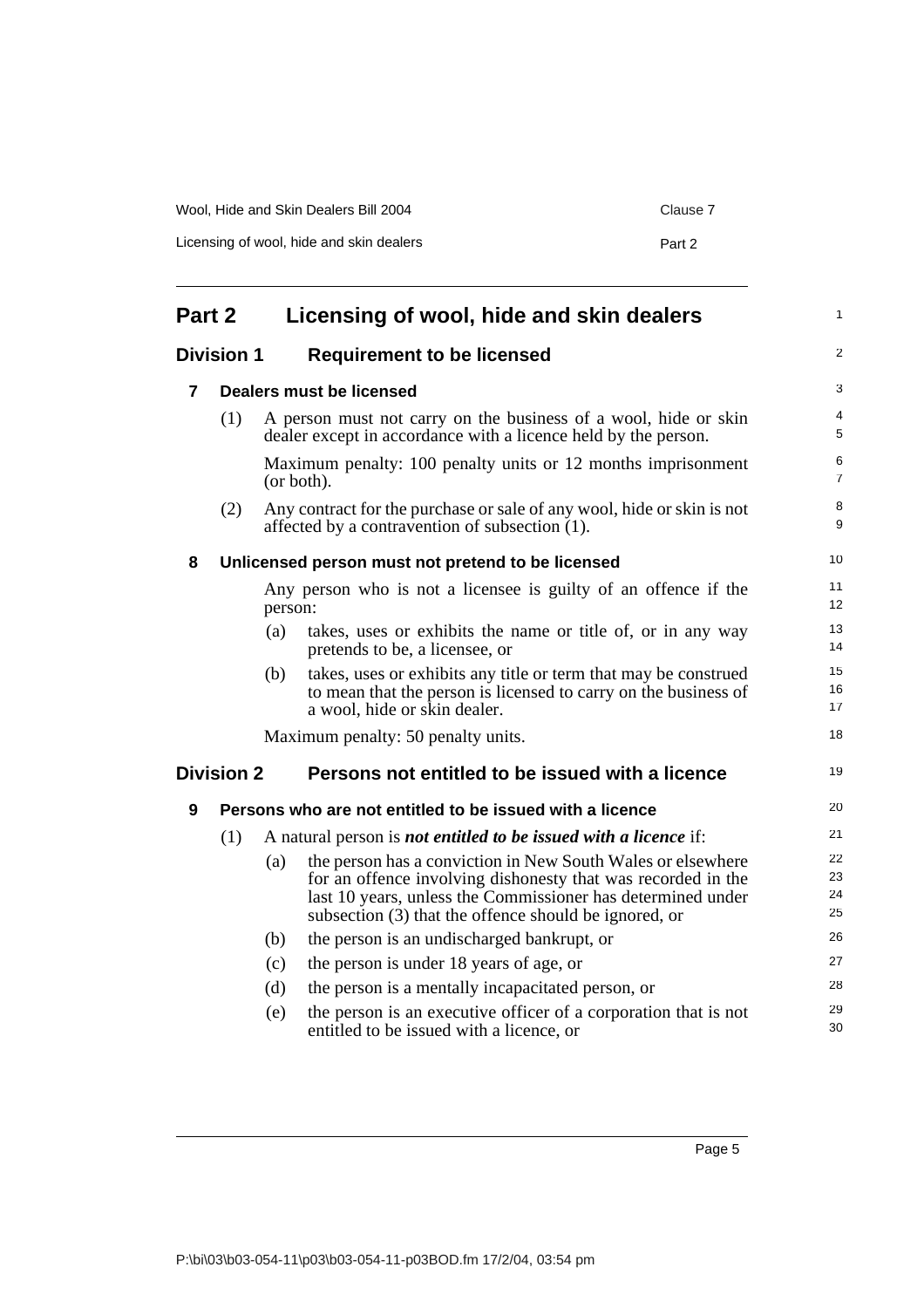# Part 2 Licensing of wool, hide and skin dealers

## Division 1 Requirement to be licensed

### 7 Dealers must be licensed

(1) A person must not carry on the business of a wool, hide or skin dealer except in accordance with a licence held by the person.

Maximum penalty: 100 penalty units or 12 months imprisonment (or both).

(2) Any contract for the purchase or sale of any wool, hide or skin is not affected by a contravention of subsection (1).

### 8 Unlicensed person must not pretend to be licensed

Any person who is not a licensee is guilty of an offence if the person:

(a) takes, uses or exhibits the name or title of, or in any way pretends to be, a licensee, or

(b) takes, uses or exhibits any title or term that may be construed to mean that the person is licensed to carry on the business of a wool, hide or skin dealer.

Maximum penalty: 50 penalty units.

## Division 2 Persons not entitled to be issued with a licence

### 9 Persons who are not entitled to be issued with a licence

(1) A natural person is ***not entitled to be issued with a licence*** if:

(a) the person has a conviction in New South Wales or elsewhere for an offence involving dishonesty that was recorded in the last 10 years, unless the Commissioner has determined under subsection (3) that the offence should be ignored, or

(b) the person is an undischarged bankrupt, or

(c) the person is under 18 years of age, or

(d) the person is a mentally incapacitated person, or

(e) the person is an executive officer of a corporation that is not entitled to be issued with a licence, or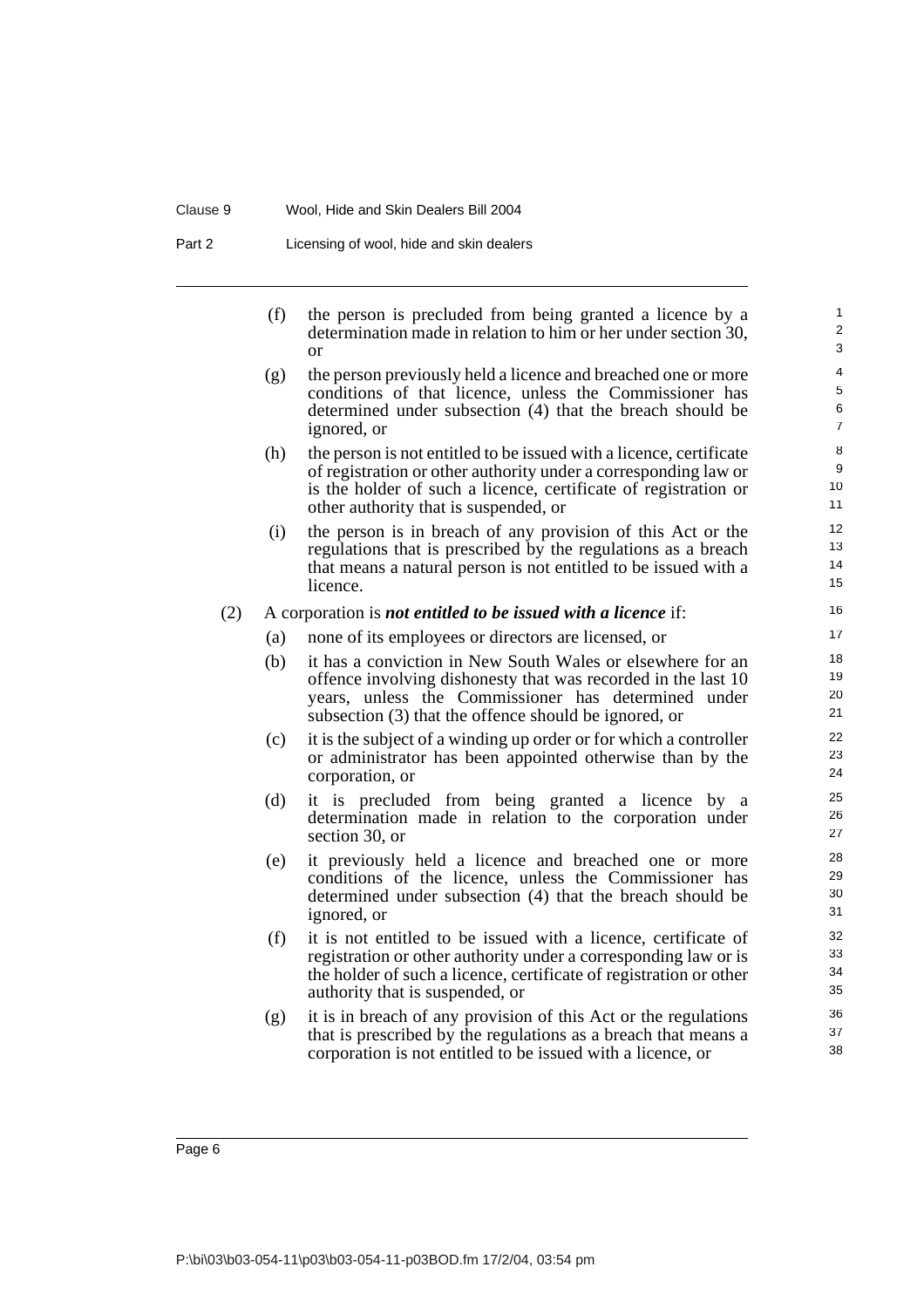(f) the person is precluded from being granted a licence by a determination made in relation to him or her under section 30, or

(g) the person previously held a licence and breached one or more conditions of that licence, unless the Commissioner has determined under subsection (4) that the breach should be ignored, or

(h) the person is not entitled to be issued with a licence, certificate of registration or other authority under a corresponding law or is the holder of such a licence, certificate of registration or other authority that is suspended, or

(i) the person is in breach of any provision of this Act or the regulations that is prescribed by the regulations as a breach that means a natural person is not entitled to be issued with a licence.

(2) A corporation is ***not entitled to be issued with a licence*** if:

(a) none of its employees or directors are licensed, or

(b) it has a conviction in New South Wales or elsewhere for an offence involving dishonesty that was recorded in the last 10 years, unless the Commissioner has determined under subsection (3) that the offence should be ignored, or

(c) it is the subject of a winding up order or for which a controller or administrator has been appointed otherwise than by the corporation, or

(d) it is precluded from being granted a licence by a determination made in relation to the corporation under section 30, or

(e) it previously held a licence and breached one or more conditions of the licence, unless the Commissioner has determined under subsection (4) that the breach should be ignored, or

(f) it is not entitled to be issued with a licence, certificate of registration or other authority under a corresponding law or is the holder of such a licence, certificate of registration or other authority that is suspended, or

(g) it is in breach of any provision of this Act or the regulations that is prescribed by the regulations as a breach that means a corporation is not entitled to be issued with a licence, or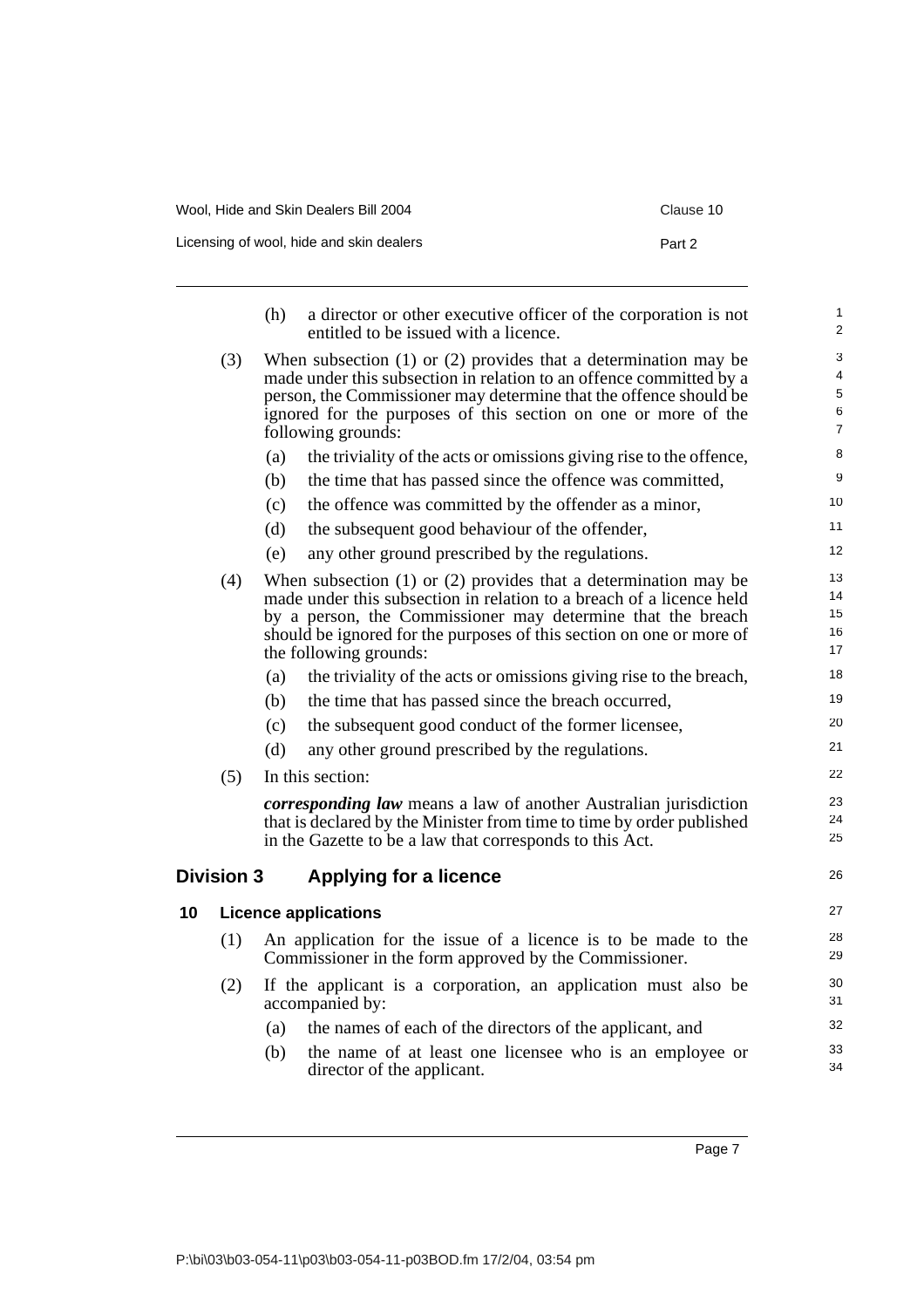(h) a director or other executive officer of the corporation is not entitled to be issued with a licence.

(3) When subsection (1) or (2) provides that a determination may be made under this subsection in relation to an offence committed by a person, the Commissioner may determine that the offence should be ignored for the purposes of this section on one or more of the following grounds:

(a) the triviality of the acts or omissions giving rise to the offence,

(b) the time that has passed since the offence was committed,

(c) the offence was committed by the offender as a minor,

(d) the subsequent good behaviour of the offender,

(e) any other ground prescribed by the regulations.

(4) When subsection (1) or (2) provides that a determination may be made under this subsection in relation to a breach of a licence held by a person, the Commissioner may determine that the breach should be ignored for the purposes of this section on one or more of the following grounds:

(a) the triviality of the acts or omissions giving rise to the breach,

(b) the time that has passed since the breach occurred,

(c) the subsequent good conduct of the former licensee,

(d) any other ground prescribed by the regulations.

(5) In this section:

***corresponding law*** means a law of another Australian jurisdiction that is declared by the Minister from time to time by order published in the Gazette to be a law that corresponds to this Act.

## Division 3 Applying for a licence

### 10 Licence applications

(1) An application for the issue of a licence is to be made to the Commissioner in the form approved by the Commissioner.

(2) If the applicant is a corporation, an application must also be accompanied by:

(a) the names of each of the directors of the applicant, and

(b) the name of at least one licensee who is an employee or director of the applicant.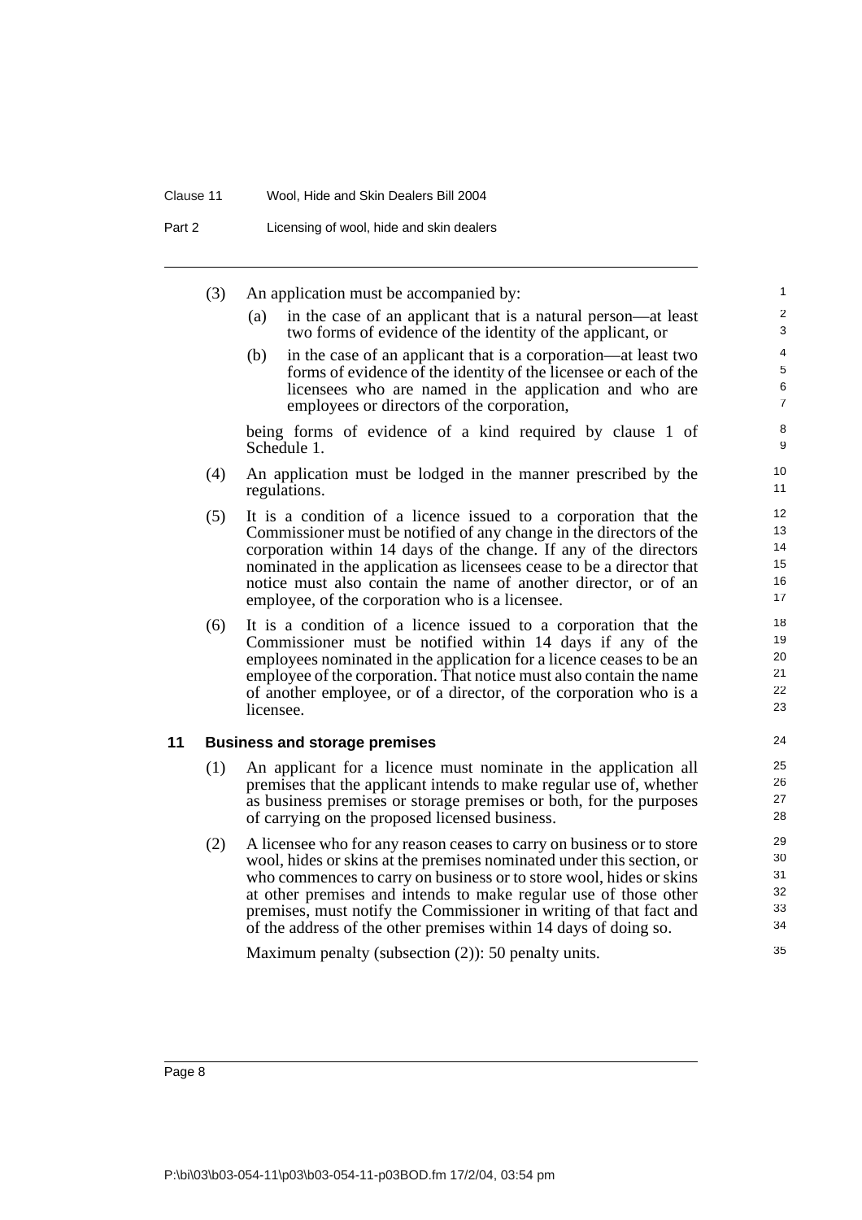(3) An application must be accompanied by:

  (a) in the case of an applicant that is a natural person—at least two forms of evidence of the identity of the applicant, or

  (b) in the case of an applicant that is a corporation—at least two forms of evidence of the identity of the licensee or each of the licensees who are named in the application and who are employees or directors of the corporation,

being forms of evidence of a kind required by clause 1 of Schedule 1.

(4) An application must be lodged in the manner prescribed by the regulations.

(5) It is a condition of a licence issued to a corporation that the Commissioner must be notified of any change in the directors of the corporation within 14 days of the change. If any of the directors nominated in the application as licensees cease to be a director that notice must also contain the name of another director, or of an employee, of the corporation who is a licensee.

(6) It is a condition of a licence issued to a corporation that the Commissioner must be notified within 14 days if any of the employees nominated in the application for a licence ceases to be an employee of the corporation. That notice must also contain the name of another employee, or of a director, of the corporation who is a licensee.

### 11 Business and storage premises

(1) An applicant for a licence must nominate in the application all premises that the applicant intends to make regular use of, whether as business premises or storage premises or both, for the purposes of carrying on the proposed licensed business.

(2) A licensee who for any reason ceases to carry on business or to store wool, hides or skins at the premises nominated under this section, or who commences to carry on business or to store wool, hides or skins at other premises and intends to make regular use of those other premises, must notify the Commissioner in writing of that fact and of the address of the other premises within 14 days of doing so.

Maximum penalty (subsection (2)): 50 penalty units.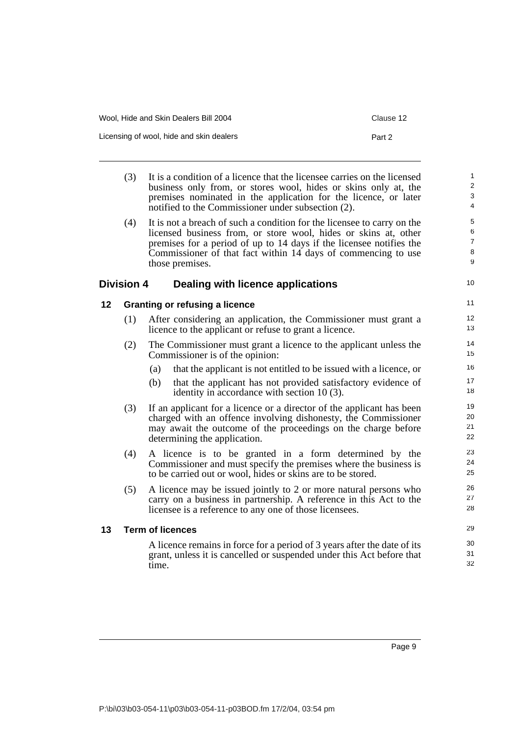(3) It is a condition of a licence that the licensee carries on the licensed business only from, or stores wool, hides or skins only at, the premises nominated in the application for the licence, or later notified to the Commissioner under subsection (2).

(4) It is not a breach of such a condition for the licensee to carry on the licensed business from, or store wool, hides or skins at, other premises for a period of up to 14 days if the licensee notifies the Commissioner of that fact within 14 days of commencing to use those premises.

## Division 4 Dealing with licence applications

### 12 Granting or refusing a licence

(1) After considering an application, the Commissioner must grant a licence to the applicant or refuse to grant a licence.

(2) The Commissioner must grant a licence to the applicant unless the Commissioner is of the opinion:

(a) that the applicant is not entitled to be issued with a licence, or

(b) that the applicant has not provided satisfactory evidence of identity in accordance with section 10 (3).

(3) If an applicant for a licence or a director of the applicant has been charged with an offence involving dishonesty, the Commissioner may await the outcome of the proceedings on the charge before determining the application.

(4) A licence is to be granted in a form determined by the Commissioner and must specify the premises where the business is to be carried out or wool, hides or skins are to be stored.

(5) A licence may be issued jointly to 2 or more natural persons who carry on a business in partnership. A reference in this Act to the licensee is a reference to any one of those licensees.

### 13 Term of licences

A licence remains in force for a period of 3 years after the date of its grant, unless it is cancelled or suspended under this Act before that time.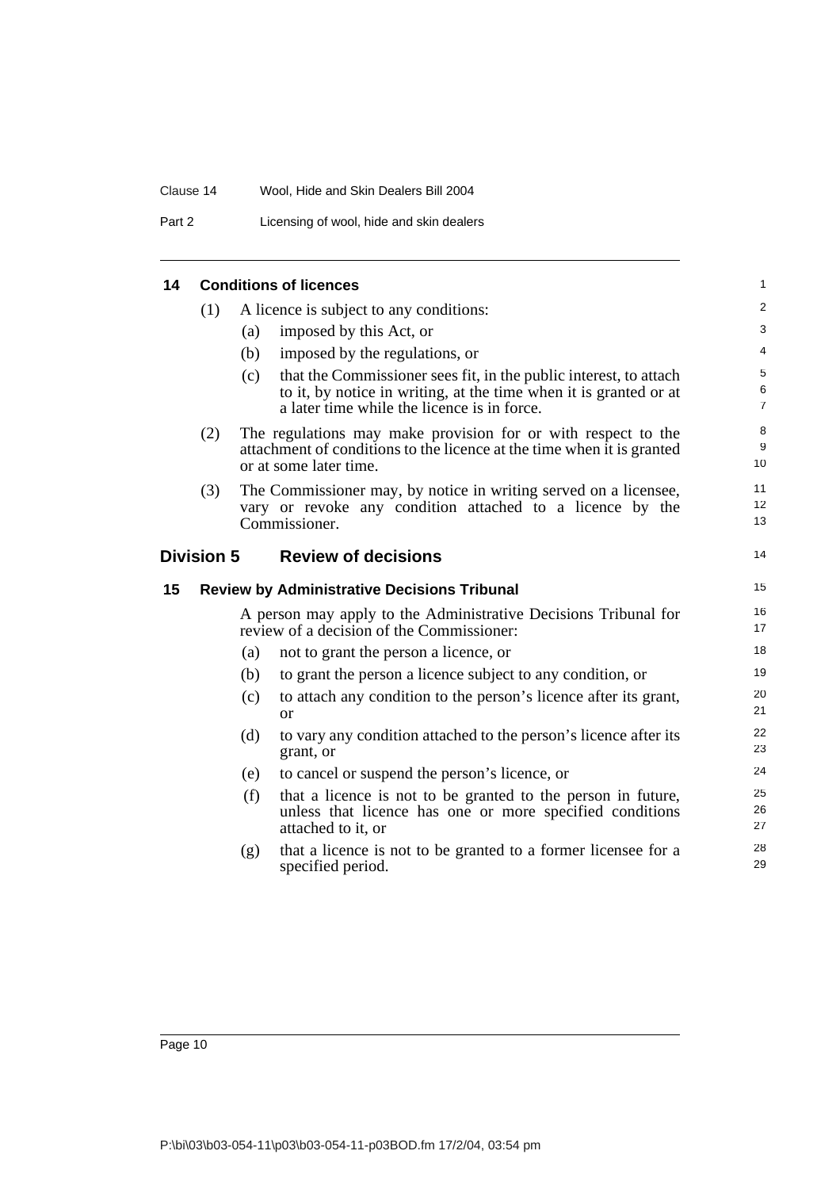### 14 Conditions of licences

(1) A licence is subject to any conditions:

- (a) imposed by this Act, or
- (b) imposed by the regulations, or
- (c) that the Commissioner sees fit, in the public interest, to attach to it, by notice in writing, at the time when it is granted or at a later time while the licence is in force.

(2) The regulations may make provision for or with respect to the attachment of conditions to the licence at the time when it is granted or at some later time.

(3) The Commissioner may, by notice in writing served on a licensee, vary or revoke any condition attached to a licence by the Commissioner.

## Division 5 Review of decisions

### 15 Review by Administrative Decisions Tribunal

A person may apply to the Administrative Decisions Tribunal for review of a decision of the Commissioner:

- (a) not to grant the person a licence, or
- (b) to grant the person a licence subject to any condition, or
- (c) to attach any condition to the person's licence after its grant, or
- (d) to vary any condition attached to the person's licence after its grant, or
- (e) to cancel or suspend the person's licence, or
- (f) that a licence is not to be granted to the person in future, unless that licence has one or more specified conditions attached to it, or
- (g) that a licence is not to be granted to a former licensee for a specified period.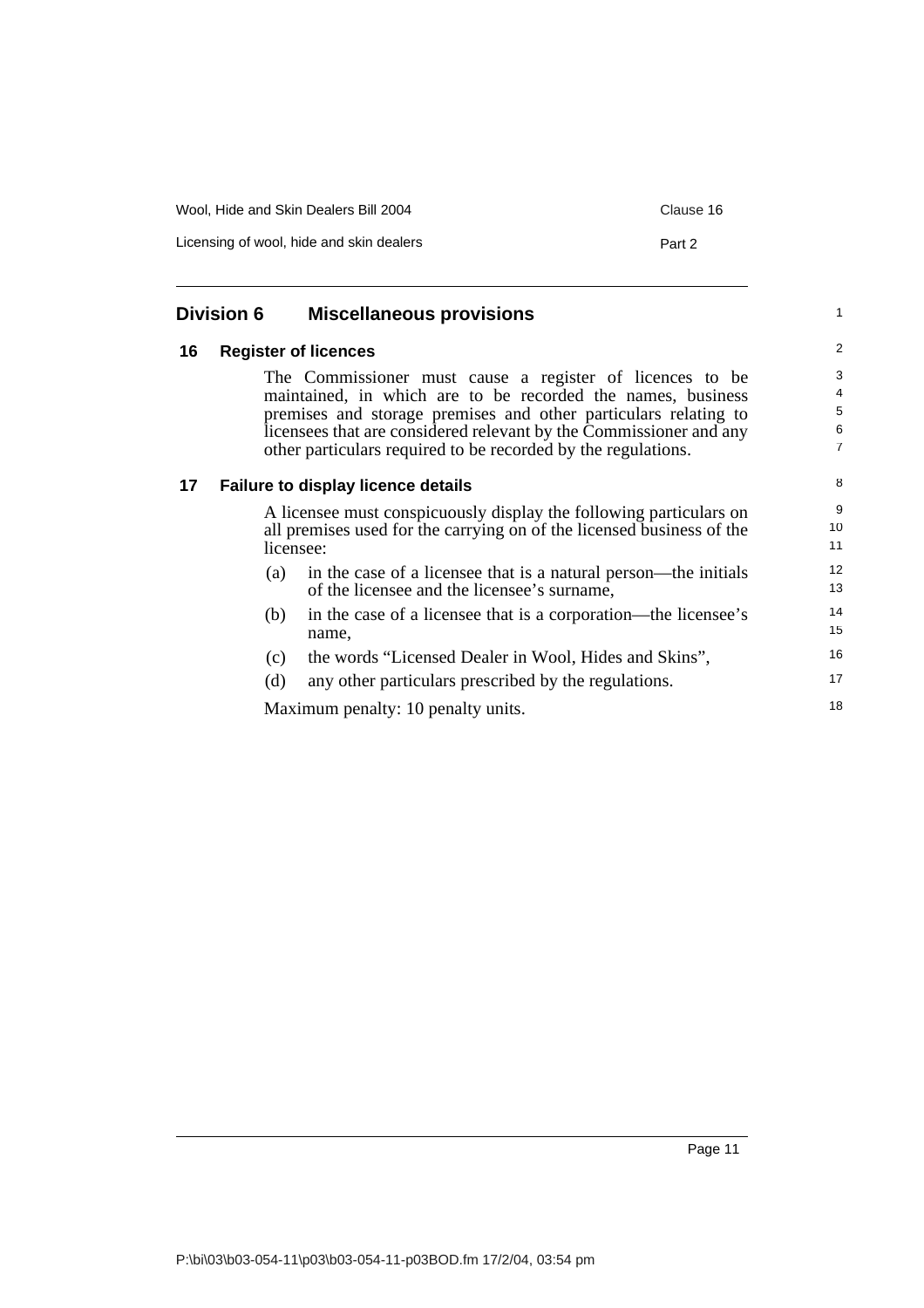## Division 6 Miscellaneous provisions

### 16 Register of licences

The Commissioner must cause a register of licences to be maintained, in which are to be recorded the names, business premises and storage premises and other particulars relating to licensees that are considered relevant by the Commissioner and any other particulars required to be recorded by the regulations.

### 17 Failure to display licence details

A licensee must conspicuously display the following particulars on all premises used for the carrying on of the licensed business of the licensee:

(a) in the case of a licensee that is a natural person—the initials of the licensee and the licensee's surname,

(b) in the case of a licensee that is a corporation—the licensee's name,

(c) the words "Licensed Dealer in Wool, Hides and Skins",

(d) any other particulars prescribed by the regulations.

Maximum penalty: 10 penalty units.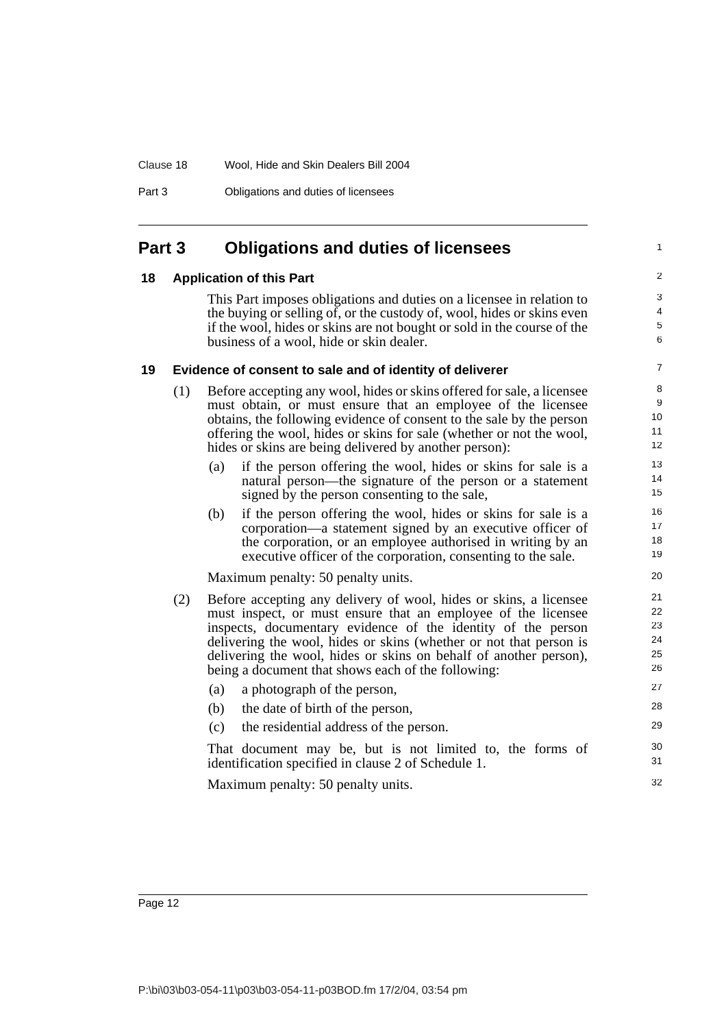## Part 3 Obligations and duties of licensees

### 18 Application of this Part

This Part imposes obligations and duties on a licensee in relation to the buying or selling of, or the custody of, wool, hides or skins even if the wool, hides or skins are not bought or sold in the course of the business of a wool, hide or skin dealer.

### 19 Evidence of consent to sale and of identity of deliverer

(1) Before accepting any wool, hides or skins offered for sale, a licensee must obtain, or must ensure that an employee of the licensee obtains, the following evidence of consent to the sale by the person offering the wool, hides or skins for sale (whether or not the wool, hides or skins are being delivered by another person):

(a) if the person offering the wool, hides or skins for sale is a natural person—the signature of the person or a statement signed by the person consenting to the sale,

(b) if the person offering the wool, hides or skins for sale is a corporation—a statement signed by an executive officer of the corporation, or an employee authorised in writing by an executive officer of the corporation, consenting to the sale.

Maximum penalty: 50 penalty units.

(2) Before accepting any delivery of wool, hides or skins, a licensee must inspect, or must ensure that an employee of the licensee inspects, documentary evidence of the identity of the person delivering the wool, hides or skins (whether or not that person is delivering the wool, hides or skins on behalf of another person), being a document that shows each of the following:

(a) a photograph of the person,

(b) the date of birth of the person,

(c) the residential address of the person.

That document may be, but is not limited to, the forms of identification specified in clause 2 of Schedule 1.

Maximum penalty: 50 penalty units.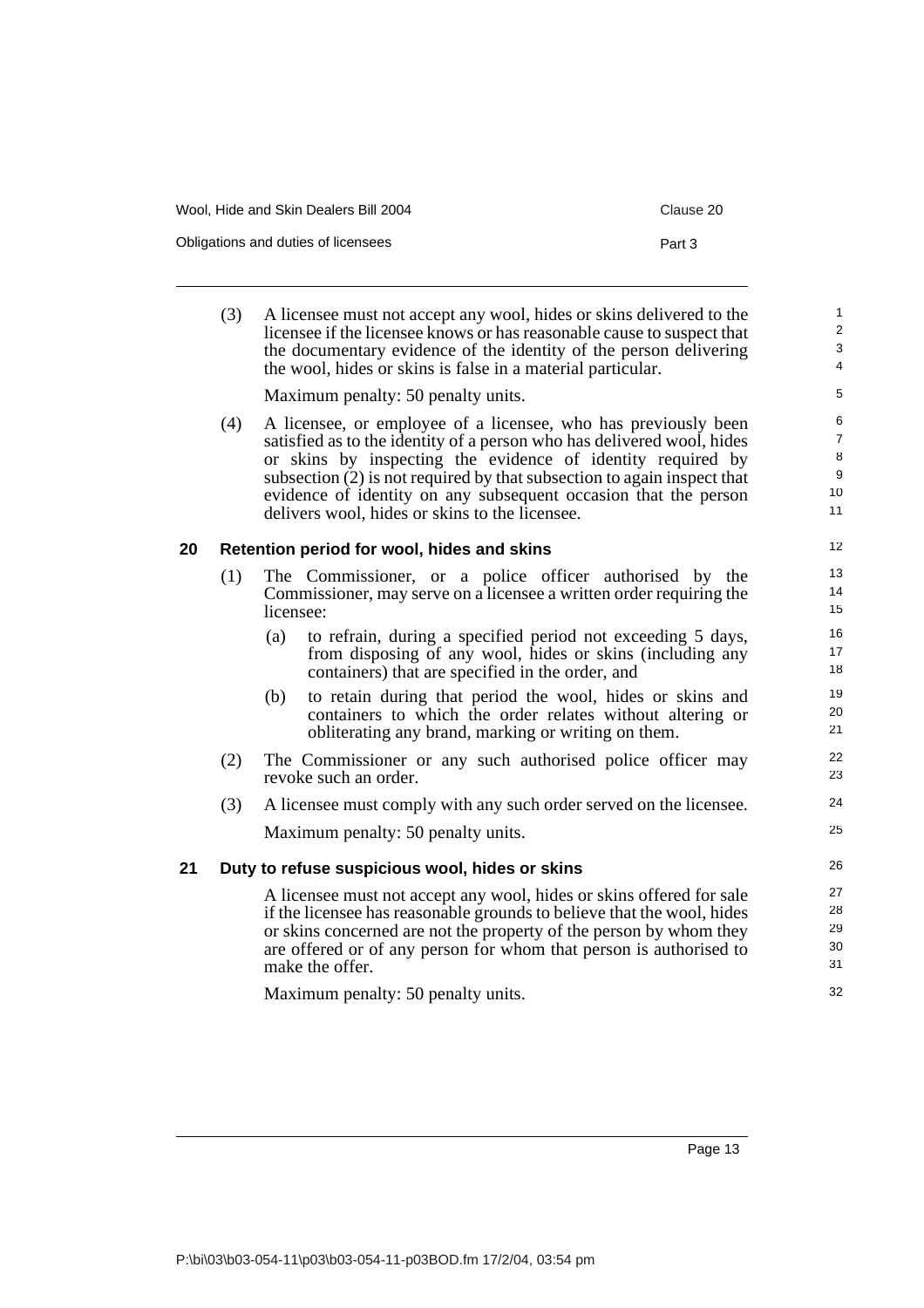(3) A licensee must not accept any wool, hides or skins delivered to the licensee if the licensee knows or has reasonable cause to suspect that the documentary evidence of the identity of the person delivering the wool, hides or skins is false in a material particular.

Maximum penalty: 50 penalty units.

(4) A licensee, or employee of a licensee, who has previously been satisfied as to the identity of a person who has delivered wool, hides or skins by inspecting the evidence of identity required by subsection (2) is not required by that subsection to again inspect that evidence of identity on any subsequent occasion that the person delivers wool, hides or skins to the licensee.

### 20 Retention period for wool, hides and skins

(1) The Commissioner, or a police officer authorised by the Commissioner, may serve on a licensee a written order requiring the licensee:

(a) to refrain, during a specified period not exceeding 5 days, from disposing of any wool, hides or skins (including any containers) that are specified in the order, and

(b) to retain during that period the wool, hides or skins and containers to which the order relates without altering or obliterating any brand, marking or writing on them.

(2) The Commissioner or any such authorised police officer may revoke such an order.

(3) A licensee must comply with any such order served on the licensee.

Maximum penalty: 50 penalty units.

### 21 Duty to refuse suspicious wool, hides or skins

A licensee must not accept any wool, hides or skins offered for sale if the licensee has reasonable grounds to believe that the wool, hides or skins concerned are not the property of the person by whom they are offered or of any person for whom that person is authorised to make the offer.

Maximum penalty: 50 penalty units.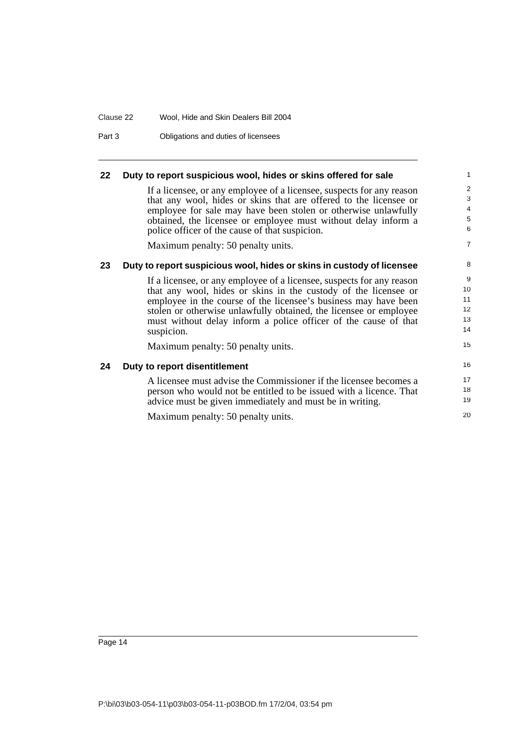### 22 Duty to report suspicious wool, hides or skins offered for sale

If a licensee, or any employee of a licensee, suspects for any reason that any wool, hides or skins that are offered to the licensee or employee for sale may have been stolen or otherwise unlawfully obtained, the licensee or employee must without delay inform a police officer of the cause of that suspicion.

Maximum penalty: 50 penalty units.

### 23 Duty to report suspicious wool, hides or skins in custody of licensee

If a licensee, or any employee of a licensee, suspects for any reason that any wool, hides or skins in the custody of the licensee or employee in the course of the licensee's business may have been stolen or otherwise unlawfully obtained, the licensee or employee must without delay inform a police officer of the cause of that suspicion.

Maximum penalty: 50 penalty units.

### 24 Duty to report disentitlement

A licensee must advise the Commissioner if the licensee becomes a person who would not be entitled to be issued with a licence. That advice must be given immediately and must be in writing.

Maximum penalty: 50 penalty units.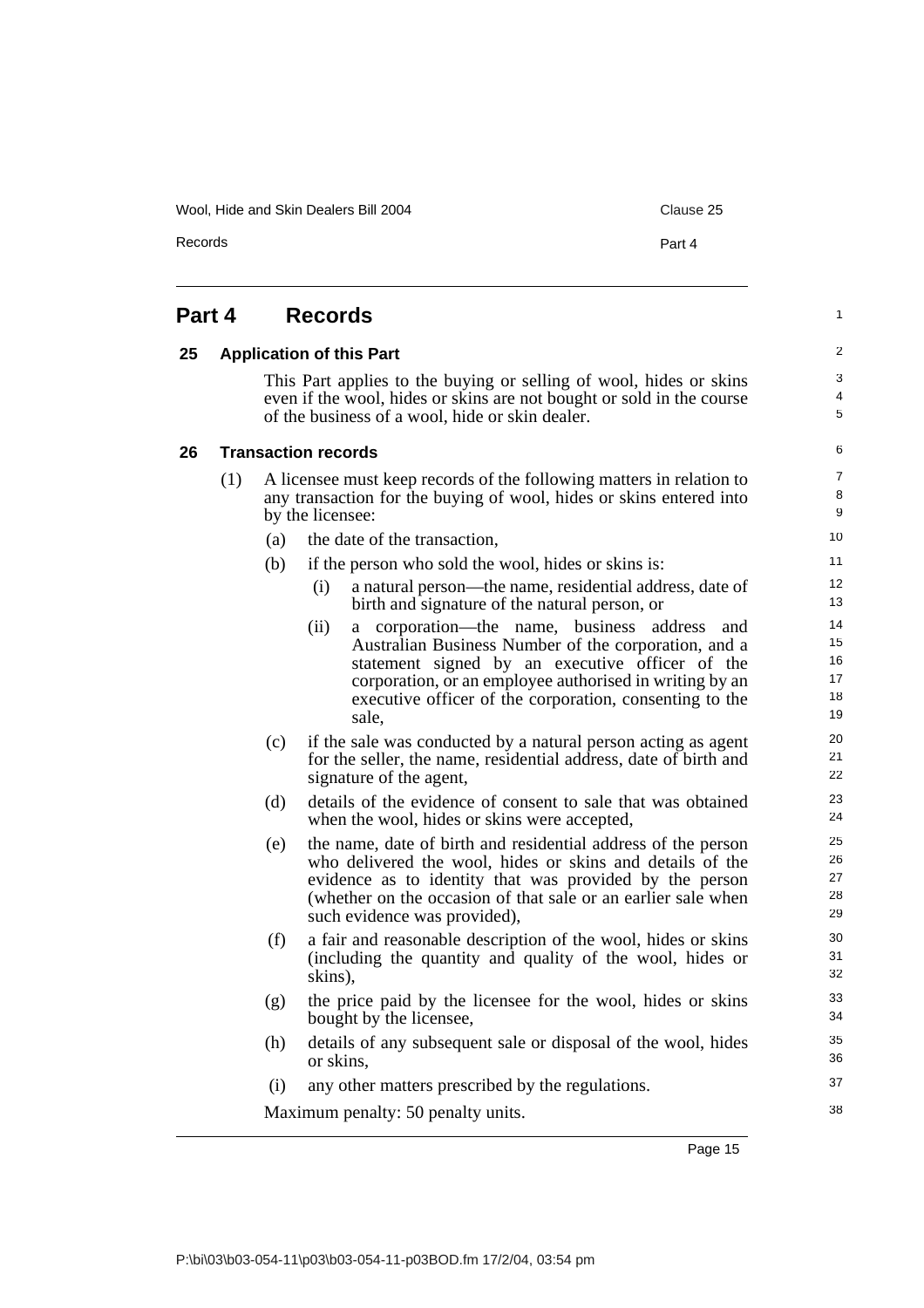## Part 4 Records

### 25 Application of this Part

This Part applies to the buying or selling of wool, hides or skins even if the wool, hides or skins are not bought or sold in the course of the business of a wool, hide or skin dealer.

### 26 Transaction records

(1) A licensee must keep records of the following matters in relation to any transaction for the buying of wool, hides or skins entered into by the licensee:

(a) the date of the transaction,

(b) if the person who sold the wool, hides or skins is:

(i) a natural person—the name, residential address, date of birth and signature of the natural person, or

(ii) a corporation—the name, business address and Australian Business Number of the corporation, and a statement signed by an executive officer of the corporation, or an employee authorised in writing by an executive officer of the corporation, consenting to the sale,

(c) if the sale was conducted by a natural person acting as agent for the seller, the name, residential address, date of birth and signature of the agent,

(d) details of the evidence of consent to sale that was obtained when the wool, hides or skins were accepted,

(e) the name, date of birth and residential address of the person who delivered the wool, hides or skins and details of the evidence as to identity that was provided by the person (whether on the occasion of that sale or an earlier sale when such evidence was provided),

(f) a fair and reasonable description of the wool, hides or skins (including the quantity and quality of the wool, hides or skins),

(g) the price paid by the licensee for the wool, hides or skins bought by the licensee,

(h) details of any subsequent sale or disposal of the wool, hides or skins,

(i) any other matters prescribed by the regulations.

Maximum penalty: 50 penalty units.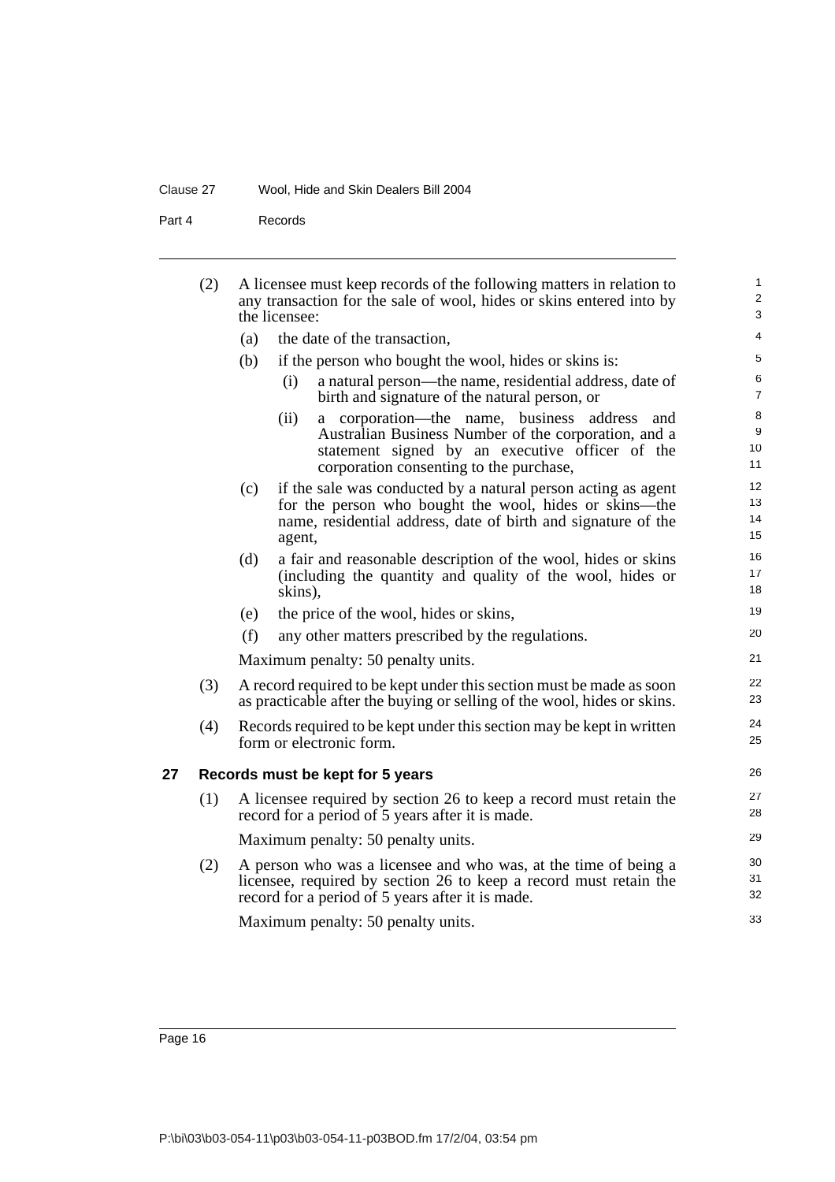(2) A licensee must keep records of the following matters in relation to any transaction for the sale of wool, hides or skins entered into by the licensee:

- (a) the date of the transaction,
- (b) if the person who bought the wool, hides or skins is:
  - (i) a natural person—the name, residential address, date of birth and signature of the natural person, or
  - (ii) a corporation—the name, business address and Australian Business Number of the corporation, and a statement signed by an executive officer of the corporation consenting to the purchase,
- (c) if the sale was conducted by a natural person acting as agent for the person who bought the wool, hides or skins—the name, residential address, date of birth and signature of the agent,
- (d) a fair and reasonable description of the wool, hides or skins (including the quantity and quality of the wool, hides or skins),
- (e) the price of the wool, hides or skins,
- (f) any other matters prescribed by the regulations.

Maximum penalty: 50 penalty units.

(3) A record required to be kept under this section must be made as soon as practicable after the buying or selling of the wool, hides or skins.

(4) Records required to be kept under this section may be kept in written form or electronic form.

## 27 Records must be kept for 5 years

(1) A licensee required by section 26 to keep a record must retain the record for a period of 5 years after it is made.

Maximum penalty: 50 penalty units.

(2) A person who was a licensee and who was, at the time of being a licensee, required by section 26 to keep a record must retain the record for a period of 5 years after it is made.

Maximum penalty: 50 penalty units.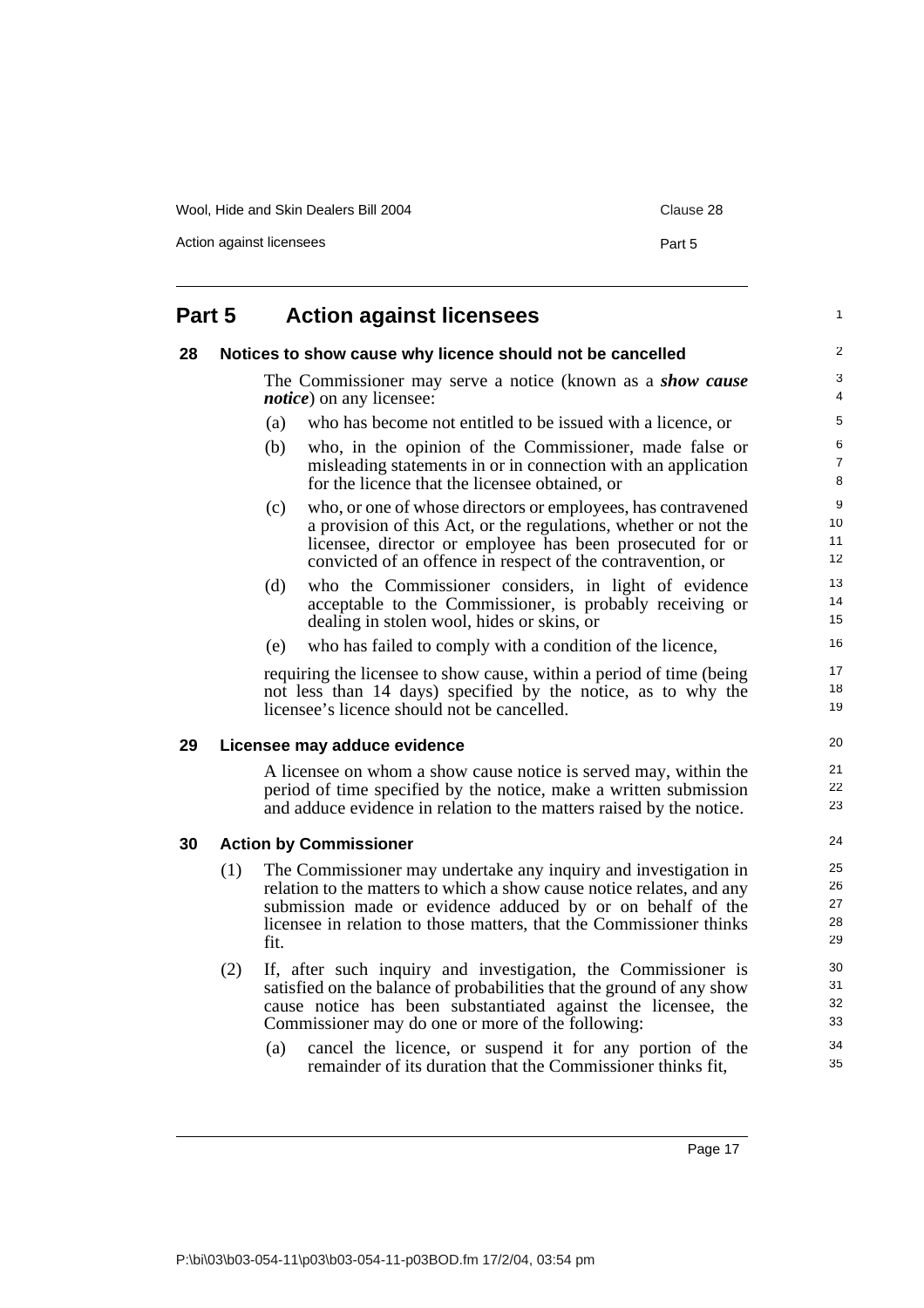# Part 5 Action against licensees

## 28 Notices to show cause why licence should not be cancelled

The Commissioner may serve a notice (known as a ***show cause notice***) on any licensee:

(a) who has become not entitled to be issued with a licence, or

(b) who, in the opinion of the Commissioner, made false or misleading statements in or in connection with an application for the licence that the licensee obtained, or

(c) who, or one of whose directors or employees, has contravened a provision of this Act, or the regulations, whether or not the licensee, director or employee has been prosecuted for or convicted of an offence in respect of the contravention, or

(d) who the Commissioner considers, in light of evidence acceptable to the Commissioner, is probably receiving or dealing in stolen wool, hides or skins, or

(e) who has failed to comply with a condition of the licence,

requiring the licensee to show cause, within a period of time (being not less than 14 days) specified by the notice, as to why the licensee's licence should not be cancelled.

## 29 Licensee may adduce evidence

A licensee on whom a show cause notice is served may, within the period of time specified by the notice, make a written submission and adduce evidence in relation to the matters raised by the notice.

## 30 Action by Commissioner

(1) The Commissioner may undertake any inquiry and investigation in relation to the matters to which a show cause notice relates, and any submission made or evidence adduced by or on behalf of the licensee in relation to those matters, that the Commissioner thinks fit.

(2) If, after such inquiry and investigation, the Commissioner is satisfied on the balance of probabilities that the ground of any show cause notice has been substantiated against the licensee, the Commissioner may do one or more of the following:

(a) cancel the licence, or suspend it for any portion of the remainder of its duration that the Commissioner thinks fit,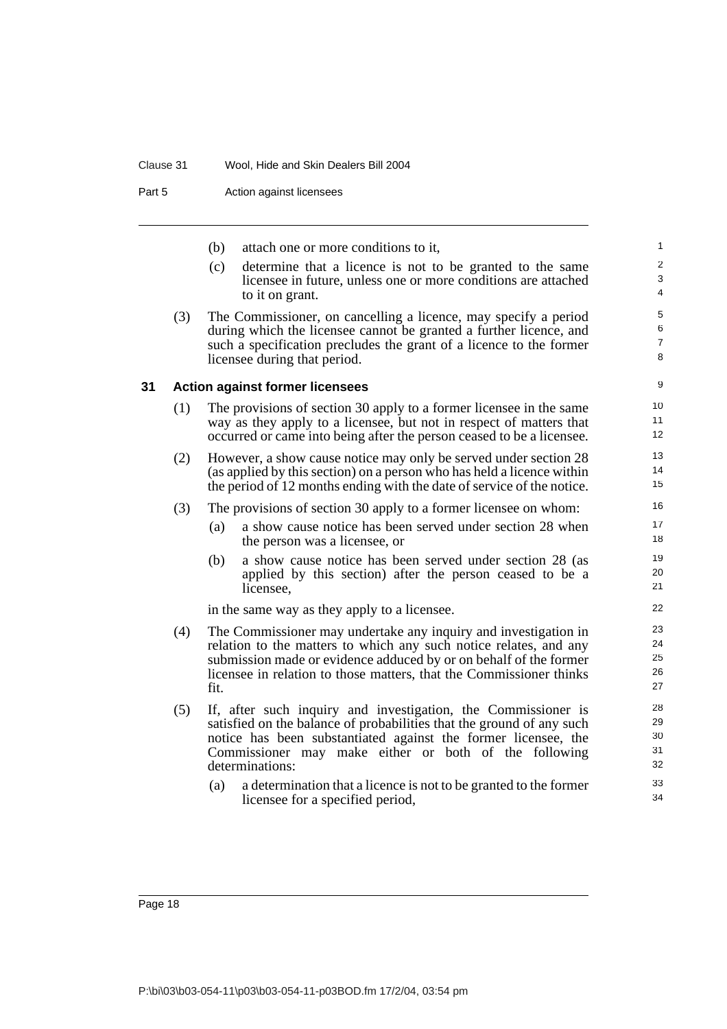(b) attach one or more conditions to it,

(c) determine that a licence is not to be granted to the same licensee in future, unless one or more conditions are attached to it on grant.

(3) The Commissioner, on cancelling a licence, may specify a period during which the licensee cannot be granted a further licence, and such a specification precludes the grant of a licence to the former licensee during that period.

## 31 Action against former licensees

(1) The provisions of section 30 apply to a former licensee in the same way as they apply to a licensee, but not in respect of matters that occurred or came into being after the person ceased to be a licensee.

(2) However, a show cause notice may only be served under section 28 (as applied by this section) on a person who has held a licence within the period of 12 months ending with the date of service of the notice.

(3) The provisions of section 30 apply to a former licensee on whom:

(a) a show cause notice has been served under section 28 when the person was a licensee, or

(b) a show cause notice has been served under section 28 (as applied by this section) after the person ceased to be a licensee,

in the same way as they apply to a licensee.

(4) The Commissioner may undertake any inquiry and investigation in relation to the matters to which any such notice relates, and any submission made or evidence adduced by or on behalf of the former licensee in relation to those matters, that the Commissioner thinks fit.

(5) If, after such inquiry and investigation, the Commissioner is satisfied on the balance of probabilities that the ground of any such notice has been substantiated against the former licensee, the Commissioner may make either or both of the following determinations:

(a) a determination that a licence is not to be granted to the former licensee for a specified period,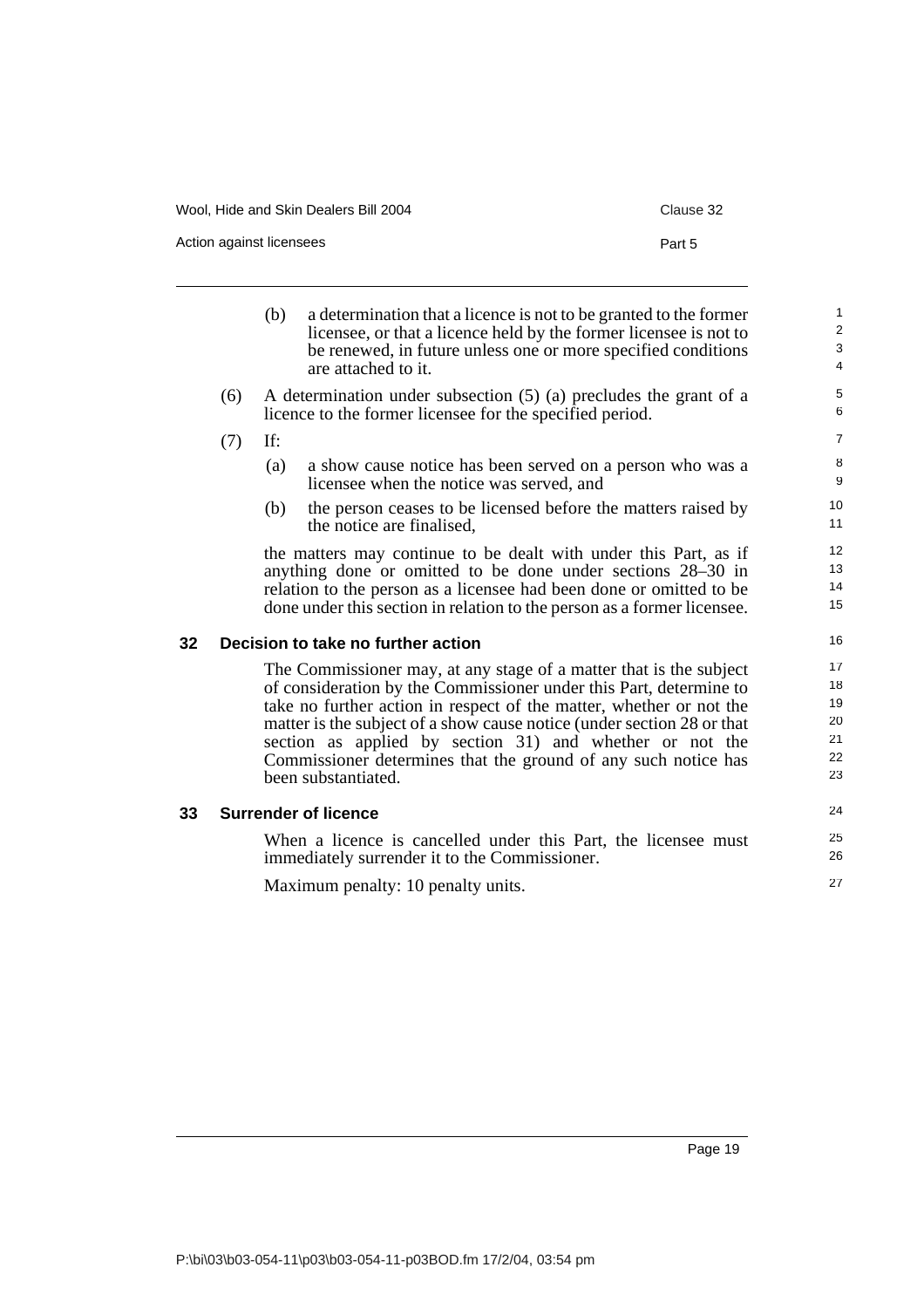(b) a determination that a licence is not to be granted to the former licensee, or that a licence held by the former licensee is not to be renewed, in future unless one or more specified conditions are attached to it.

(6) A determination under subsection (5) (a) precludes the grant of a licence to the former licensee for the specified period.

(7) If:

(a) a show cause notice has been served on a person who was a licensee when the notice was served, and

(b) the person ceases to be licensed before the matters raised by the notice are finalised,

the matters may continue to be dealt with under this Part, as if anything done or omitted to be done under sections 28–30 in relation to the person as a licensee had been done or omitted to be done under this section in relation to the person as a former licensee.

### 32 Decision to take no further action

The Commissioner may, at any stage of a matter that is the subject of consideration by the Commissioner under this Part, determine to take no further action in respect of the matter, whether or not the matter is the subject of a show cause notice (under section 28 or that section as applied by section 31) and whether or not the Commissioner determines that the ground of any such notice has been substantiated.

### 33 Surrender of licence

When a licence is cancelled under this Part, the licensee must immediately surrender it to the Commissioner.

Maximum penalty: 10 penalty units.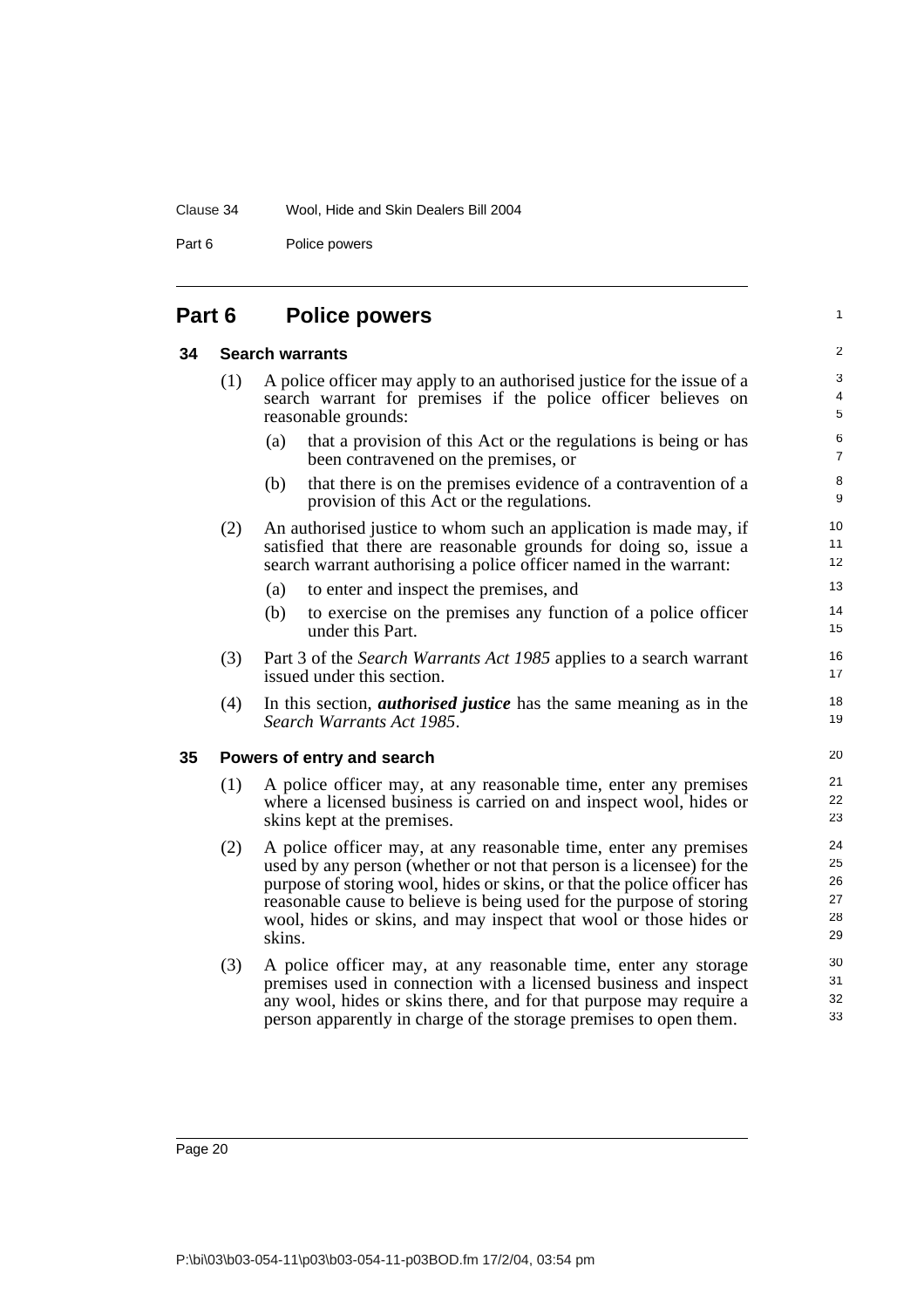## Part 6 Police powers

### 34 Search warrants

(1) A police officer may apply to an authorised justice for the issue of a search warrant for premises if the police officer believes on reasonable grounds:

(a) that a provision of this Act or the regulations is being or has been contravened on the premises, or

(b) that there is on the premises evidence of a contravention of a provision of this Act or the regulations.

(2) An authorised justice to whom such an application is made may, if satisfied that there are reasonable grounds for doing so, issue a search warrant authorising a police officer named in the warrant:

(a) to enter and inspect the premises, and

(b) to exercise on the premises any function of a police officer under this Part.

(3) Part 3 of the *Search Warrants Act 1985* applies to a search warrant issued under this section.

(4) In this section, ***authorised justice*** has the same meaning as in the *Search Warrants Act 1985*.

### 35 Powers of entry and search

(1) A police officer may, at any reasonable time, enter any premises where a licensed business is carried on and inspect wool, hides or skins kept at the premises.

(2) A police officer may, at any reasonable time, enter any premises used by any person (whether or not that person is a licensee) for the purpose of storing wool, hides or skins, or that the police officer has reasonable cause to believe is being used for the purpose of storing wool, hides or skins, and may inspect that wool or those hides or skins.

(3) A police officer may, at any reasonable time, enter any storage premises used in connection with a licensed business and inspect any wool, hides or skins there, and for that purpose may require a person apparently in charge of the storage premises to open them.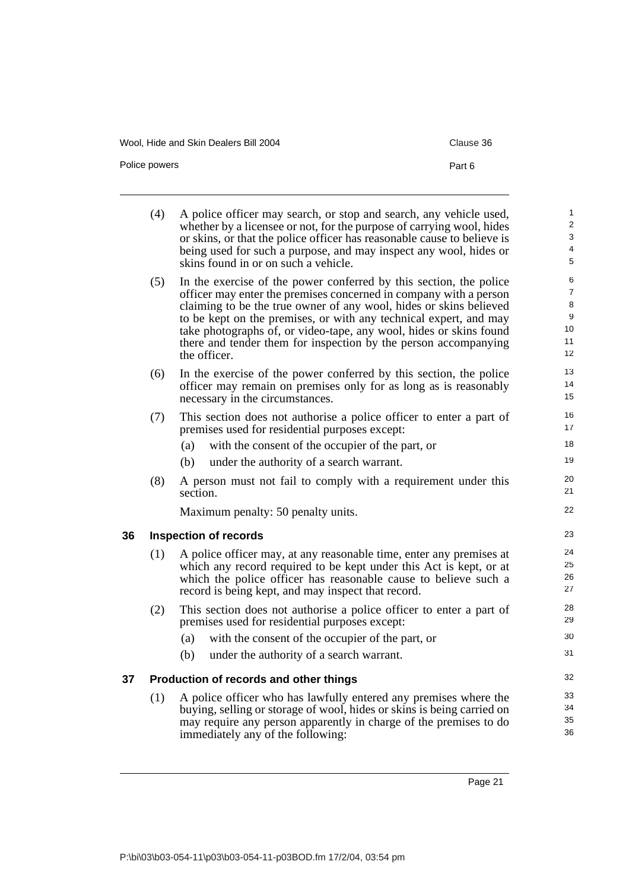(4) A police officer may search, or stop and search, any vehicle used, whether by a licensee or not, for the purpose of carrying wool, hides or skins, or that the police officer has reasonable cause to believe is being used for such a purpose, and may inspect any wool, hides or skins found in or on such a vehicle.

(5) In the exercise of the power conferred by this section, the police officer may enter the premises concerned in company with a person claiming to be the true owner of any wool, hides or skins believed to be kept on the premises, or with any technical expert, and may take photographs of, or video-tape, any wool, hides or skins found there and tender them for inspection by the person accompanying the officer.

(6) In the exercise of the power conferred by this section, the police officer may remain on premises only for as long as is reasonably necessary in the circumstances.

(7) This section does not authorise a police officer to enter a part of premises used for residential purposes except:

(a) with the consent of the occupier of the part, or

(b) under the authority of a search warrant.

(8) A person must not fail to comply with a requirement under this section.

Maximum penalty: 50 penalty units.

## 36 Inspection of records

(1) A police officer may, at any reasonable time, enter any premises at which any record required to be kept under this Act is kept, or at which the police officer has reasonable cause to believe such a record is being kept, and may inspect that record.

(2) This section does not authorise a police officer to enter a part of premises used for residential purposes except:

(a) with the consent of the occupier of the part, or

(b) under the authority of a search warrant.

## 37 Production of records and other things

(1) A police officer who has lawfully entered any premises where the buying, selling or storage of wool, hides or skins is being carried on may require any person apparently in charge of the premises to do immediately any of the following: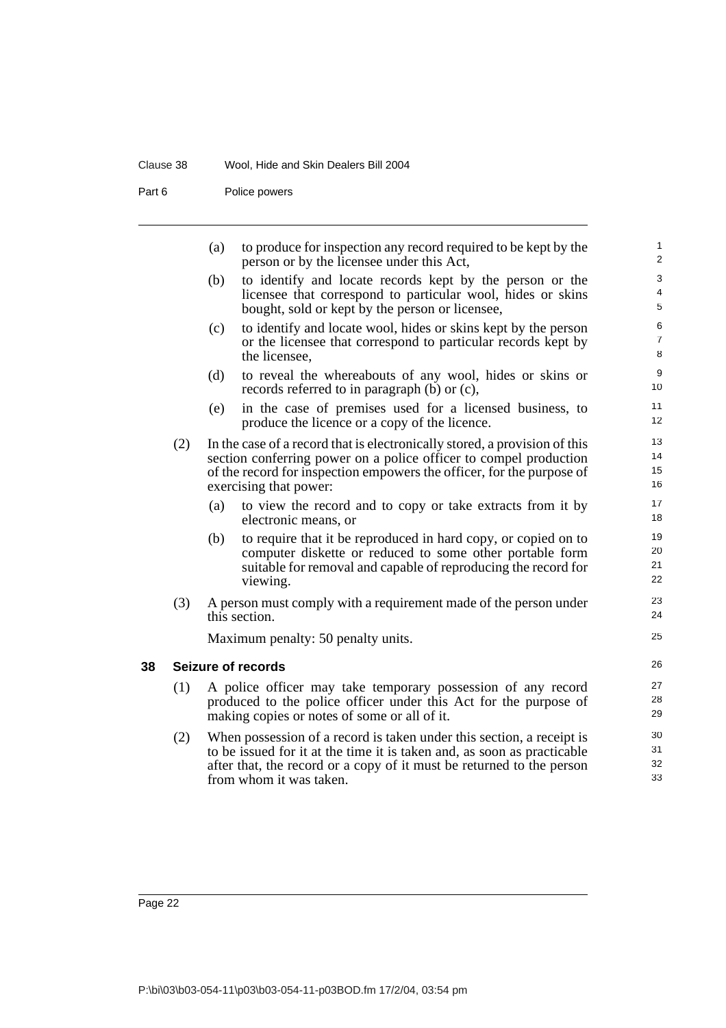(a) to produce for inspection any record required to be kept by the person or by the licensee under this Act,

(b) to identify and locate records kept by the person or the licensee that correspond to particular wool, hides or skins bought, sold or kept by the person or licensee,

(c) to identify and locate wool, hides or skins kept by the person or the licensee that correspond to particular records kept by the licensee,

(d) to reveal the whereabouts of any wool, hides or skins or records referred to in paragraph (b) or (c),

(e) in the case of premises used for a licensed business, to produce the licence or a copy of the licence.

(2) In the case of a record that is electronically stored, a provision of this section conferring power on a police officer to compel production of the record for inspection empowers the officer, for the purpose of exercising that power:

(a) to view the record and to copy or take extracts from it by electronic means, or

(b) to require that it be reproduced in hard copy, or copied on to computer diskette or reduced to some other portable form suitable for removal and capable of reproducing the record for viewing.

(3) A person must comply with a requirement made of the person under this section.

Maximum penalty: 50 penalty units.

## 38 Seizure of records

(1) A police officer may take temporary possession of any record produced to the police officer under this Act for the purpose of making copies or notes of some or all of it.

(2) When possession of a record is taken under this section, a receipt is to be issued for it at the time it is taken and, as soon as practicable after that, the record or a copy of it must be returned to the person from whom it was taken.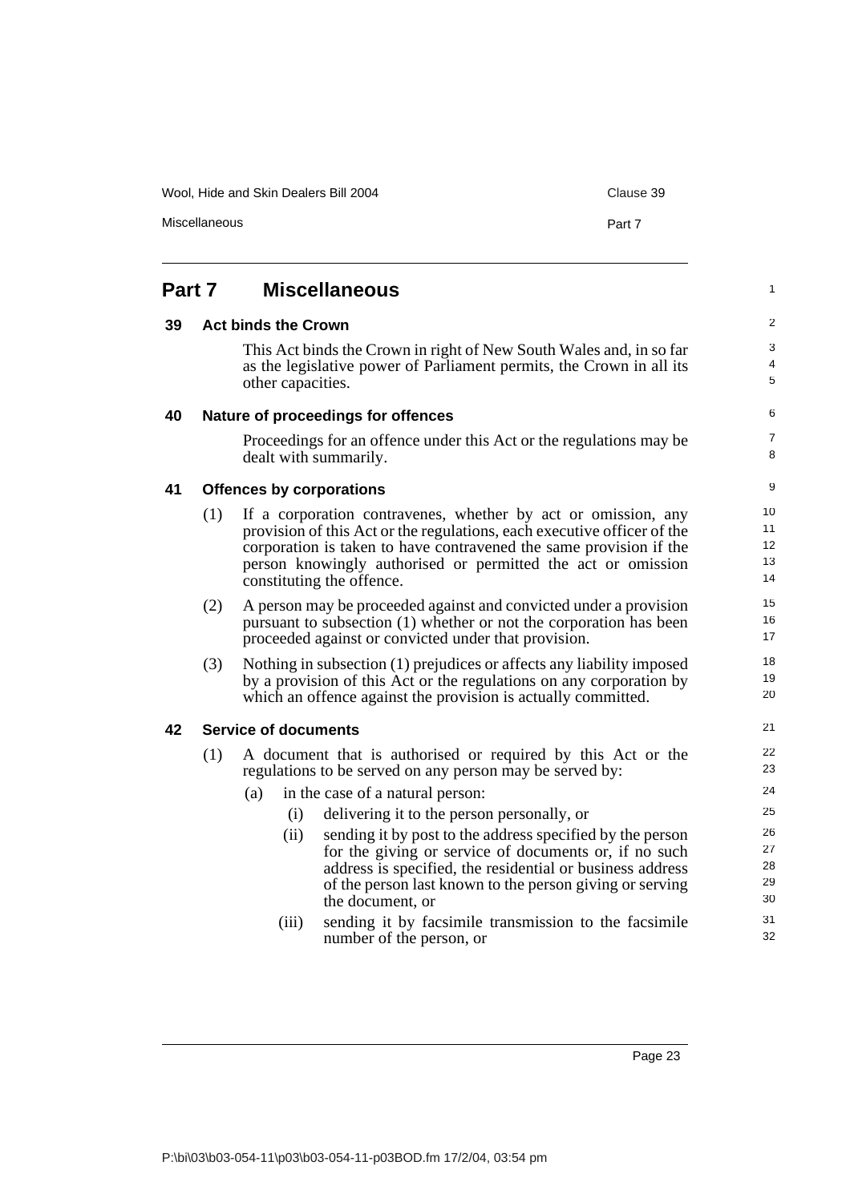# Part 7 Miscellaneous

## 39 Act binds the Crown

This Act binds the Crown in right of New South Wales and, in so far as the legislative power of Parliament permits, the Crown in all its other capacities.

## 40 Nature of proceedings for offences

Proceedings for an offence under this Act or the regulations may be dealt with summarily.

## 41 Offences by corporations

(1) If a corporation contravenes, whether by act or omission, any provision of this Act or the regulations, each executive officer of the corporation is taken to have contravened the same provision if the person knowingly authorised or permitted the act or omission constituting the offence.

(2) A person may be proceeded against and convicted under a provision pursuant to subsection (1) whether or not the corporation has been proceeded against or convicted under that provision.

(3) Nothing in subsection (1) prejudices or affects any liability imposed by a provision of this Act or the regulations on any corporation by which an offence against the provision is actually committed.

## 42 Service of documents

(1) A document that is authorised or required by this Act or the regulations to be served on any person may be served by:

(a) in the case of a natural person:

(i) delivering it to the person personally, or

(ii) sending it by post to the address specified by the person for the giving or service of documents or, if no such address is specified, the residential or business address of the person last known to the person giving or serving the document, or

(iii) sending it by facsimile transmission to the facsimile number of the person, or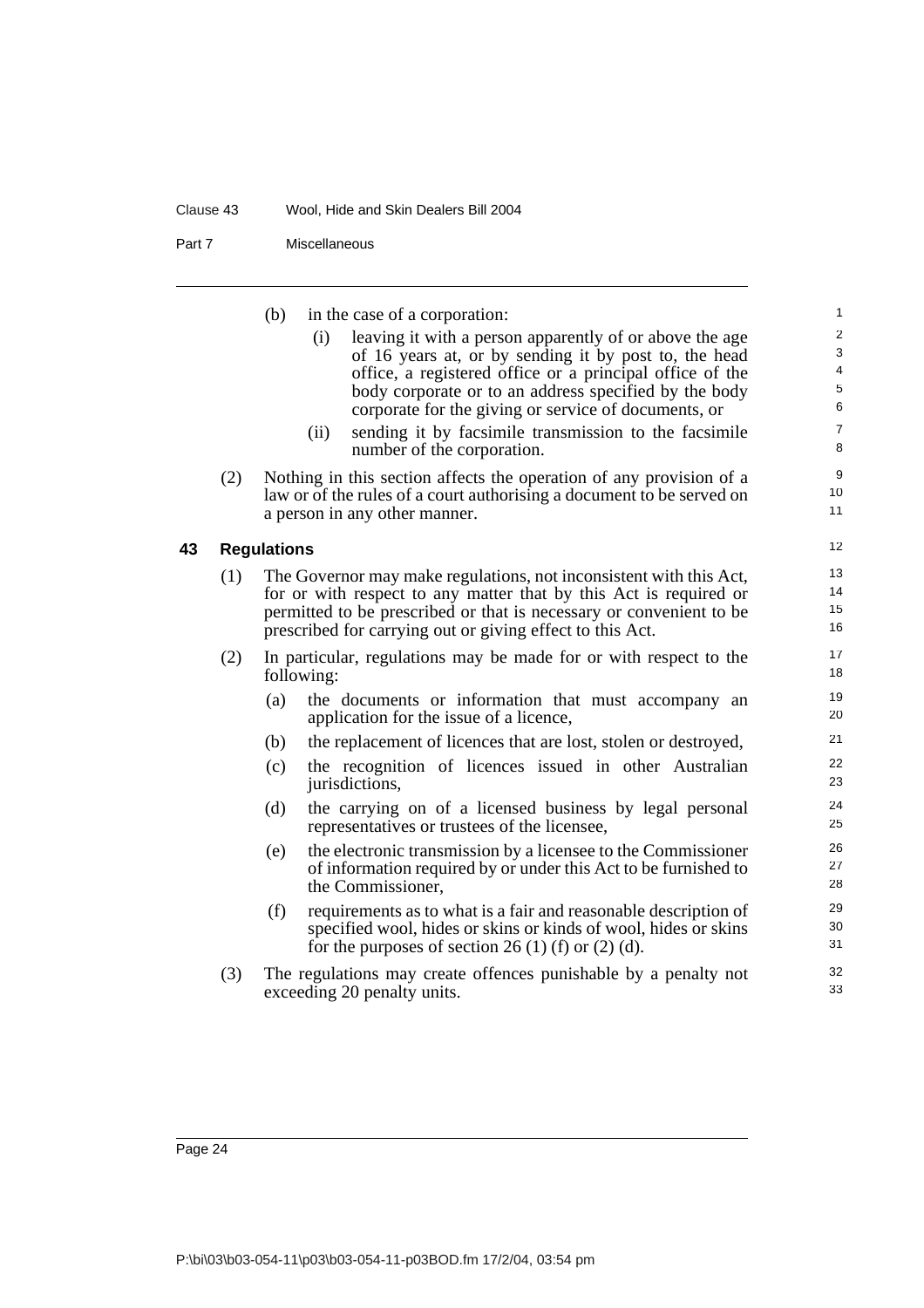(b) in the case of a corporation:

(i) leaving it with a person apparently of or above the age of 16 years at, or by sending it by post to, the head office, a registered office or a principal office of the body corporate or to an address specified by the body corporate for the giving or service of documents, or

(ii) sending it by facsimile transmission to the facsimile number of the corporation.

(2) Nothing in this section affects the operation of any provision of a law or of the rules of a court authorising a document to be served on a person in any other manner.

## 43 Regulations

(1) The Governor may make regulations, not inconsistent with this Act, for or with respect to any matter that by this Act is required or permitted to be prescribed or that is necessary or convenient to be prescribed for carrying out or giving effect to this Act.

(2) In particular, regulations may be made for or with respect to the following:

(a) the documents or information that must accompany an application for the issue of a licence,

(b) the replacement of licences that are lost, stolen or destroyed,

(c) the recognition of licences issued in other Australian jurisdictions,

(d) the carrying on of a licensed business by legal personal representatives or trustees of the licensee,

(e) the electronic transmission by a licensee to the Commissioner of information required by or under this Act to be furnished to the Commissioner,

(f) requirements as to what is a fair and reasonable description of specified wool, hides or skins or kinds of wool, hides or skins for the purposes of section 26 (1) (f) or (2) (d).

(3) The regulations may create offences punishable by a penalty not exceeding 20 penalty units.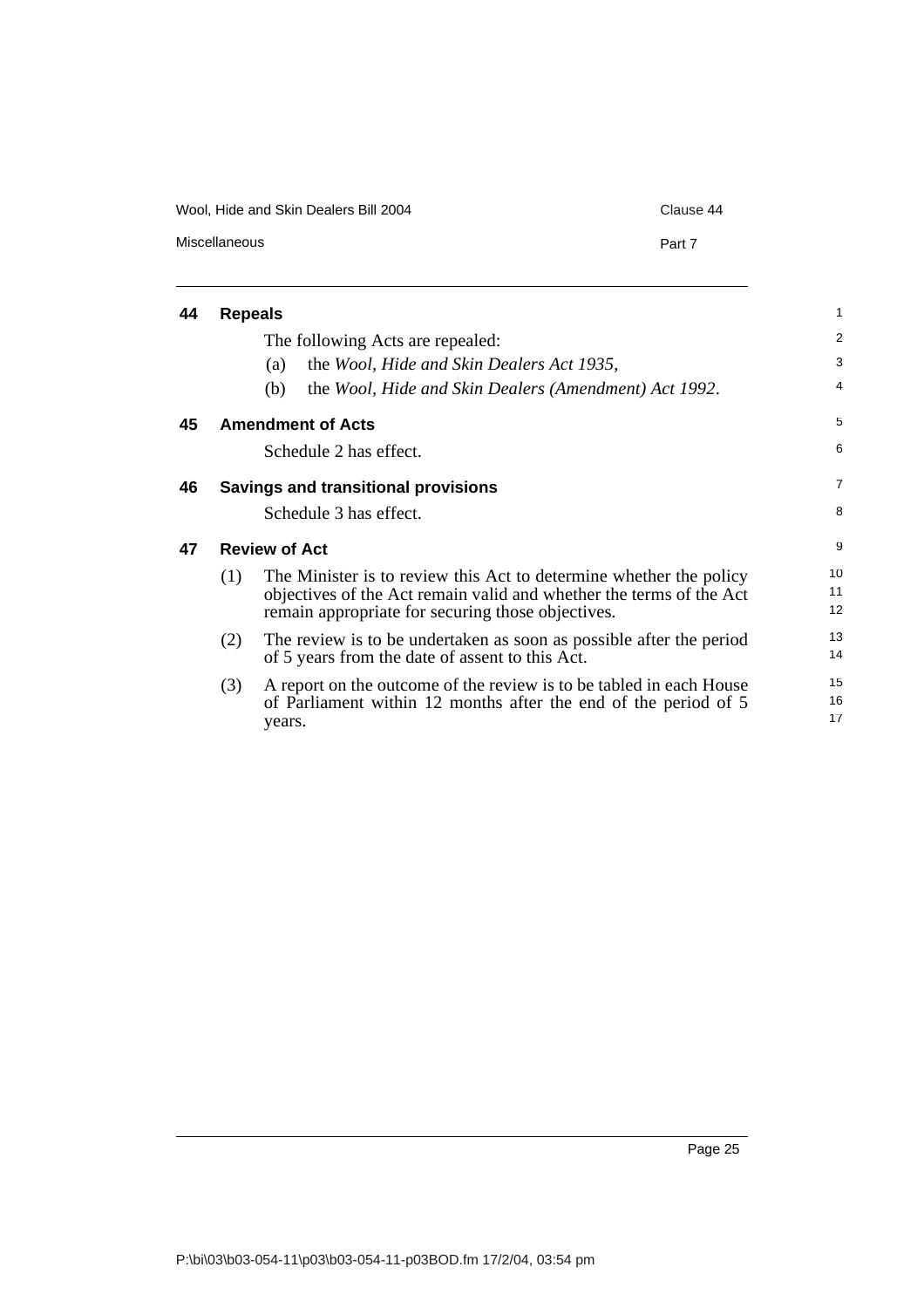## 44 Repeals

The following Acts are repealed:

(a) the *Wool, Hide and Skin Dealers Act 1935*,

(b) the *Wool, Hide and Skin Dealers (Amendment) Act 1992*.

## 45 Amendment of Acts

Schedule 2 has effect.

## 46 Savings and transitional provisions

Schedule 3 has effect.

## 47 Review of Act

(1) The Minister is to review this Act to determine whether the policy objectives of the Act remain valid and whether the terms of the Act remain appropriate for securing those objectives.

(2) The review is to be undertaken as soon as possible after the period of 5 years from the date of assent to this Act.

(3) A report on the outcome of the review is to be tabled in each House of Parliament within 12 months after the end of the period of 5 years.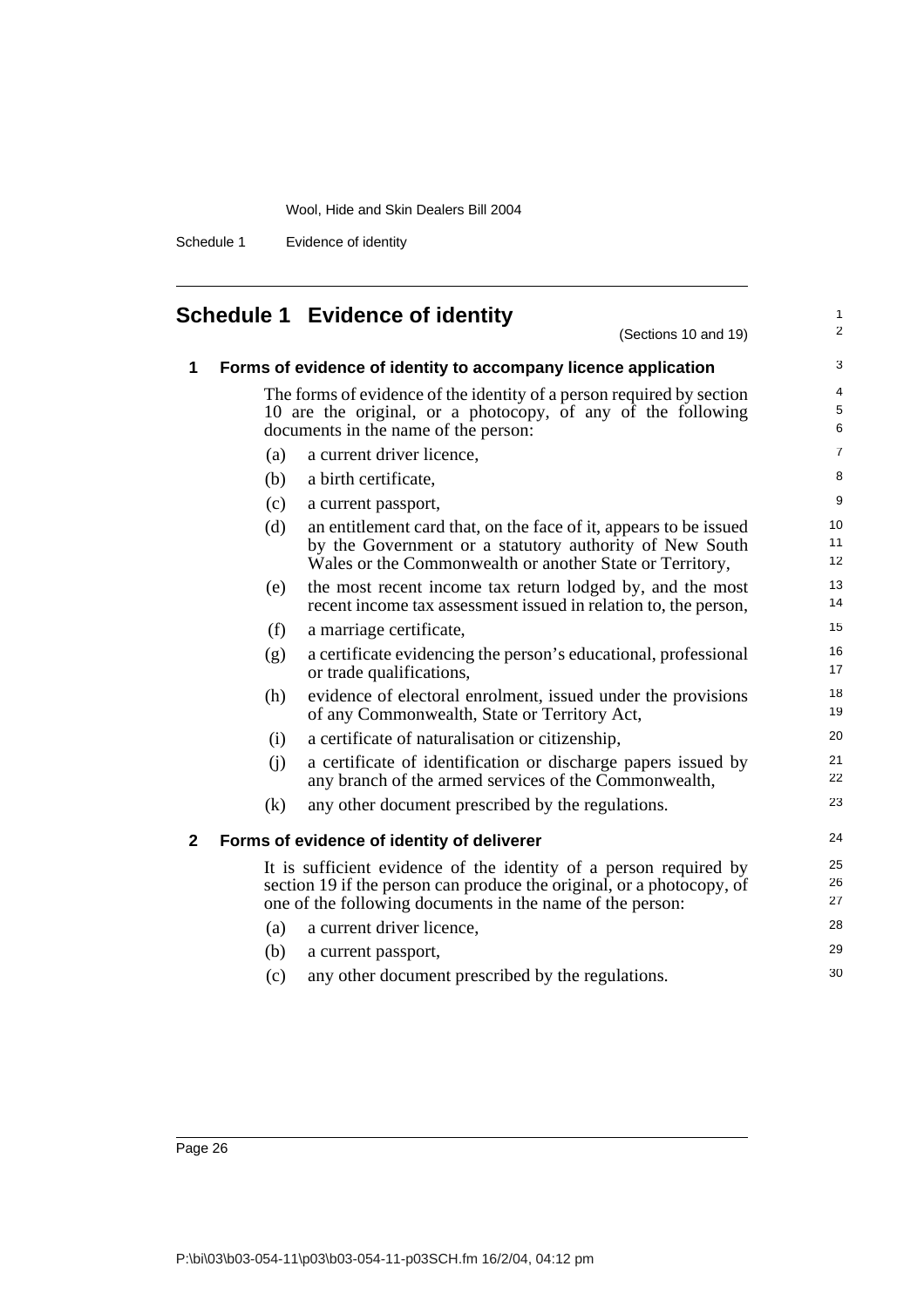# Schedule 1 Evidence of identity

(Sections 10 and 19)

## 1 Forms of evidence of identity to accompany licence application

The forms of evidence of the identity of a person required by section 10 are the original, or a photocopy, of any of the following documents in the name of the person:

(a) a current driver licence,

(b) a birth certificate,

(c) a current passport,

(d) an entitlement card that, on the face of it, appears to be issued by the Government or a statutory authority of New South Wales or the Commonwealth or another State or Territory,

(e) the most recent income tax return lodged by, and the most recent income tax assessment issued in relation to, the person,

(f) a marriage certificate,

(g) a certificate evidencing the person's educational, professional or trade qualifications,

(h) evidence of electoral enrolment, issued under the provisions of any Commonwealth, State or Territory Act,

(i) a certificate of naturalisation or citizenship,

(j) a certificate of identification or discharge papers issued by any branch of the armed services of the Commonwealth,

(k) any other document prescribed by the regulations.

## 2 Forms of evidence of identity of deliverer

It is sufficient evidence of the identity of a person required by section 19 if the person can produce the original, or a photocopy, of one of the following documents in the name of the person:

(a) a current driver licence,

(b) a current passport,

(c) any other document prescribed by the regulations.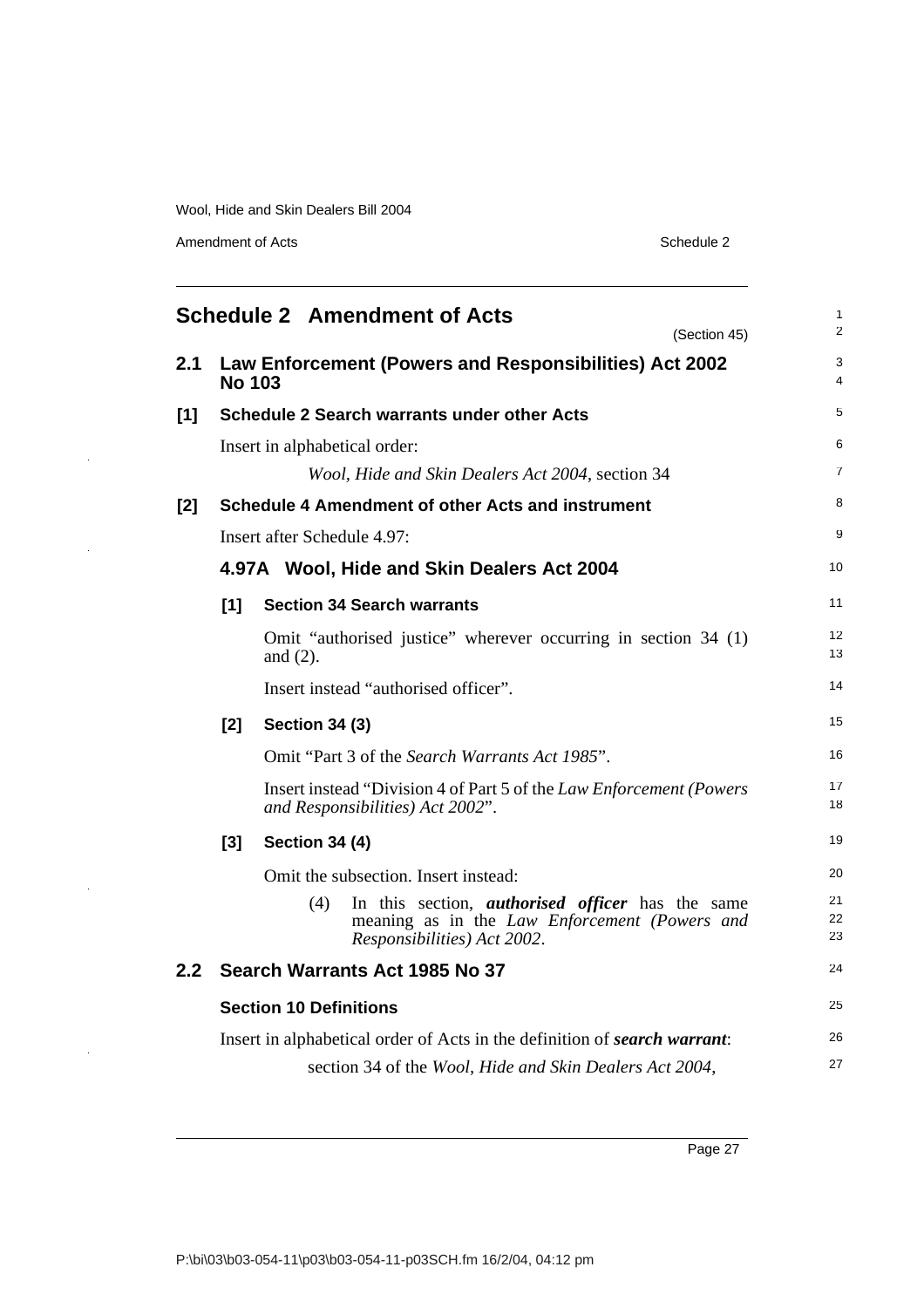# Schedule 2 Amendment of Acts

(Section 45)

## 2.1 Law Enforcement (Powers and Responsibilities) Act 2002 No 103

### [1] Schedule 2 Search warrants under other Acts

Insert in alphabetical order:

*Wool, Hide and Skin Dealers Act 2004*, section 34

### [2] Schedule 4 Amendment of other Acts and instrument

Insert after Schedule 4.97:

#### 4.97A Wool, Hide and Skin Dealers Act 2004

**[1] Section 34 Search warrants**

Omit "authorised justice" wherever occurring in section 34 (1) and (2).

Insert instead "authorised officer".

**[2] Section 34 (3)**

Omit "Part 3 of the *Search Warrants Act 1985*".

Insert instead "Division 4 of Part 5 of the *Law Enforcement (Powers and Responsibilities) Act 2002*".

**[3] Section 34 (4)**

Omit the subsection. Insert instead:

(4) In this section, ***authorised officer*** has the same meaning as in the *Law Enforcement (Powers and Responsibilities) Act 2002*.

## 2.2 Search Warrants Act 1985 No 37

### Section 10 Definitions

Insert in alphabetical order of Acts in the definition of ***search warrant***:

section 34 of the *Wool, Hide and Skin Dealers Act 2004*,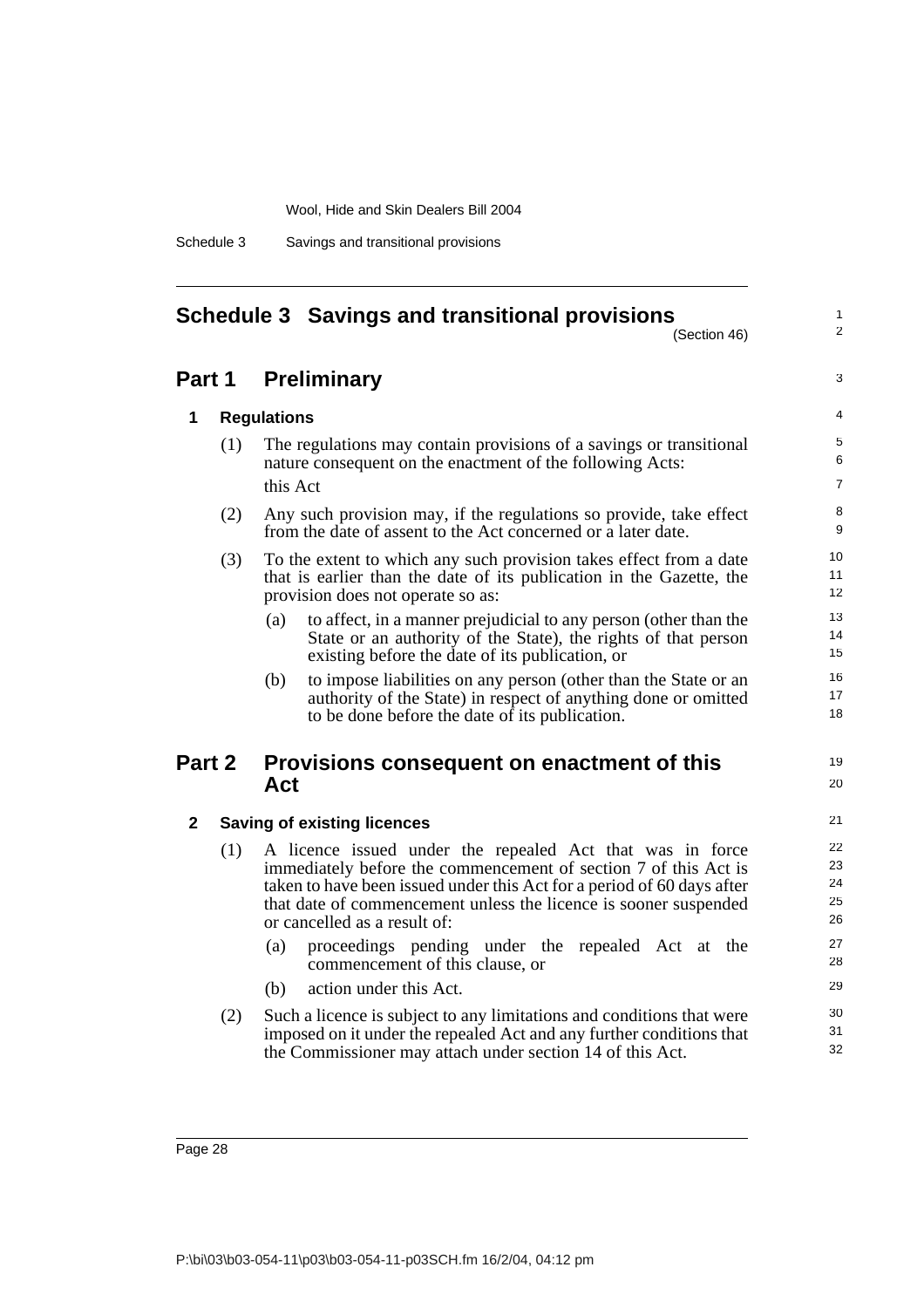# Schedule 3 Savings and transitional provisions

(Section 46)

## Part 1 Preliminary

### 1 Regulations

(1) The regulations may contain provisions of a savings or transitional nature consequent on the enactment of the following Acts:

this Act

(2) Any such provision may, if the regulations so provide, take effect from the date of assent to the Act concerned or a later date.

(3) To the extent to which any such provision takes effect from a date that is earlier than the date of its publication in the Gazette, the provision does not operate so as:

(a) to affect, in a manner prejudicial to any person (other than the State or an authority of the State), the rights of that person existing before the date of its publication, or

(b) to impose liabilities on any person (other than the State or an authority of the State) in respect of anything done or omitted to be done before the date of its publication.

## Part 2 Provisions consequent on enactment of this Act

### 2 Saving of existing licences

(1) A licence issued under the repealed Act that was in force immediately before the commencement of section 7 of this Act is taken to have been issued under this Act for a period of 60 days after that date of commencement unless the licence is sooner suspended or cancelled as a result of:

(a) proceedings pending under the repealed Act at the commencement of this clause, or

(b) action under this Act.

(2) Such a licence is subject to any limitations and conditions that were imposed on it under the repealed Act and any further conditions that the Commissioner may attach under section 14 of this Act.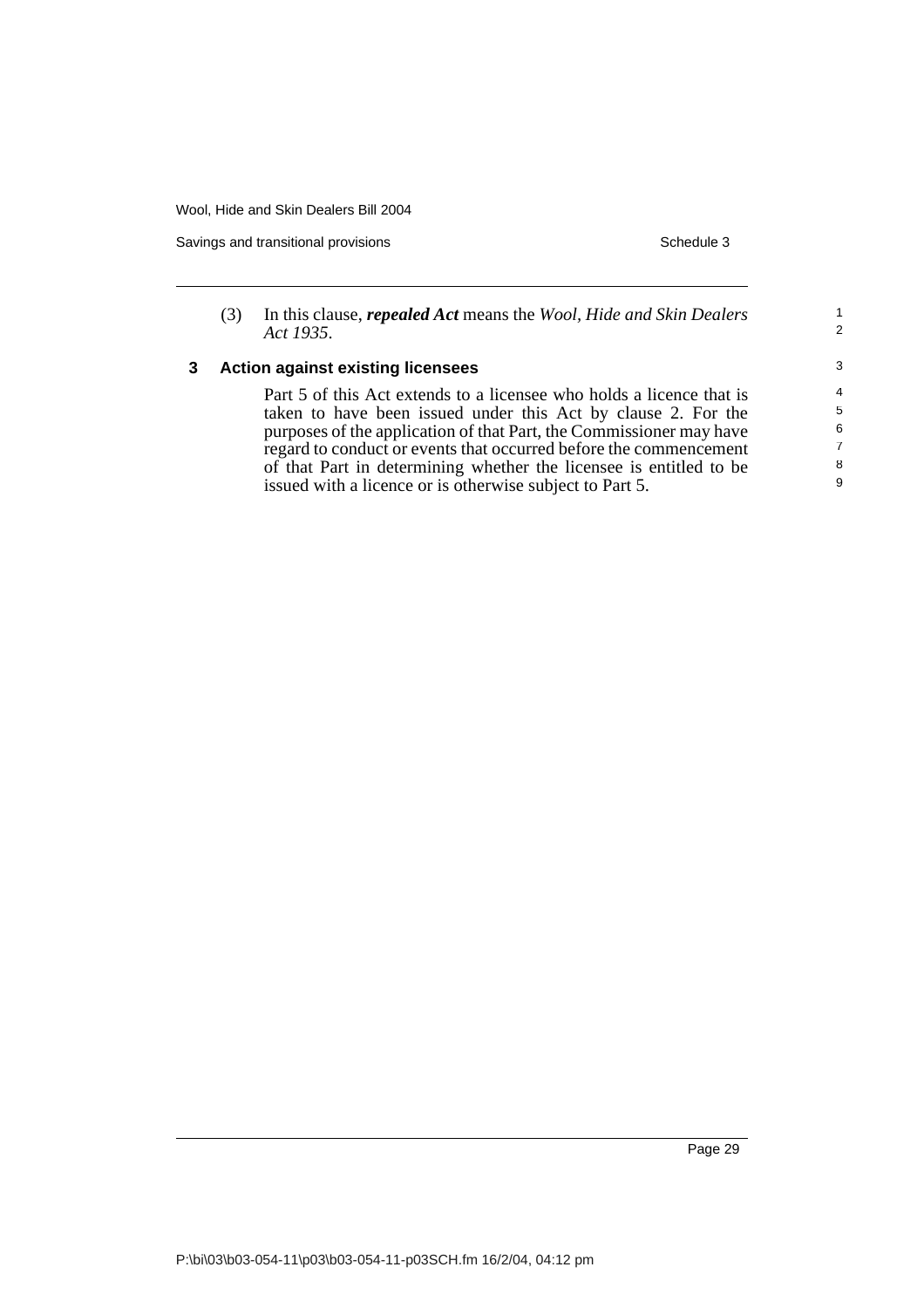(3) In this clause, ***repealed Act*** means the *Wool, Hide and Skin Dealers Act 1935*.

### 3 Action against existing licensees

Part 5 of this Act extends to a licensee who holds a licence that is taken to have been issued under this Act by clause 2. For the purposes of the application of that Part, the Commissioner may have regard to conduct or events that occurred before the commencement of that Part in determining whether the licensee is entitled to be issued with a licence or is otherwise subject to Part 5.